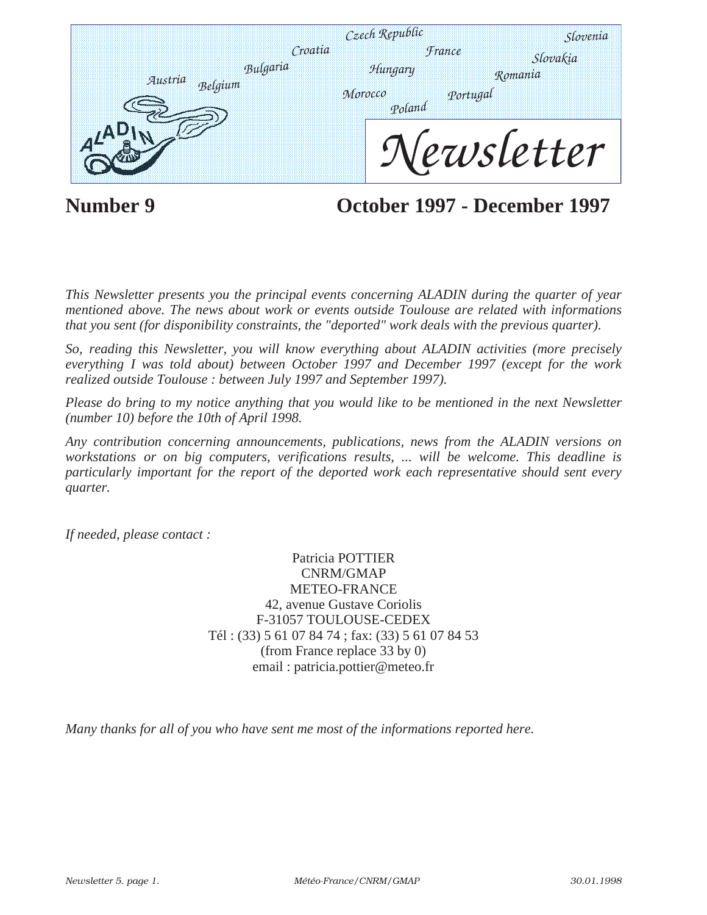# ALADIN Newsletter

Austria, Belgium, Bulgaria, Croatia, Czech Republic, France, Hungary, Morocco, Poland, Portugal, Romania, Slovakia, Slovenia

## Number 9 — October 1997 - December 1997

*This Newsletter presents you the principal events concerning ALADIN during the quarter of year mentioned above. The news about work or events outside Toulouse are related with informations that you sent (for disponibility constraints, the "deported" work deals with the previous quarter).*

*So, reading this Newsletter, you will know everything about ALADIN activities (more precisely everything I was told about) between October 1997 and December 1997 (except for the work realized outside Toulouse : between July 1997 and September 1997).*

*Please do bring to my notice anything that you would like to be mentioned in the next Newsletter (number 10) before the 10th of April 1998.*

*Any contribution concerning announcements, publications, news from the ALADIN versions on workstations or on big computers, verifications results, ... will be welcome. This deadline is particularly important for the report of the deported work each representative should sent every quarter.*

*If needed, please contact :*

Patricia POTTIER
CNRM/GMAP
METEO-FRANCE
42, avenue Gustave Coriolis
F-31057 TOULOUSE-CEDEX
Tél : (33) 5 61 07 84 74 ; fax: (33) 5 61 07 84 53
(from France replace 33 by 0)
email : patricia.pottier@meteo.fr

*Many thanks for all of you who have sent me most of the informations reported here.*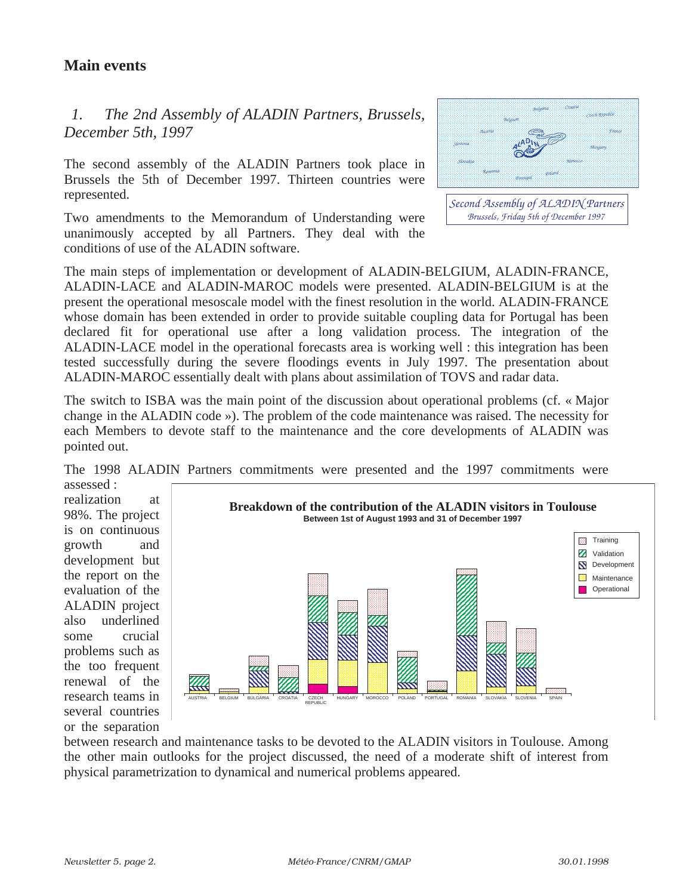## Main events

### *1. The 2nd Assembly of ALADIN Partners, Brussels, December 5th, 1997*

The second assembly of the ALADIN Partners took place in Brussels the 5th of December 1997. Thirteen countries were represented.

Two amendments to the Memorandum of Understanding were unanimously accepted by all Partners. They deal with the conditions of use of the ALADIN software.

*Second Assembly of ALADIN Partners*
*Brussels, Friday 5th of December 1997*

The main steps of implementation or development of ALADIN-BELGIUM, ALADIN-FRANCE, ALADIN-LACE and ALADIN-MAROC models were presented. ALADIN-BELGIUM is at the present the operational mesoscale model with the finest resolution in the world. ALADIN-FRANCE whose domain has been extended in order to provide suitable coupling data for Portugal has been declared fit for operational use after a long validation process. The integration of the ALADIN-LACE model in the operational forecasts area is working well : this integration has been tested successfully during the severe floodings events in July 1997. The presentation about ALADIN-MAROC essentially dealt with plans about assimilation of TOVS and radar data.

The switch to ISBA was the main point of the discussion about operational problems (cf. « Major change in the ALADIN code »). The problem of the code maintenance was raised. The necessity for each Members to devote staff to the maintenance and the core developments of ALADIN was pointed out.

The 1998 ALADIN Partners commitments were presented and the 1997 commitments were assessed : realization at 98%. The project is on continuous growth and development but the report on the evaluation of the ALADIN project also underlined some crucial problems such as the too frequent renewal of the research teams in several countries or the separation between research and maintenance tasks to be devoted to the ALADIN visitors in Toulouse. Among the other main outlooks for the project discussed, the need of a moderate shift of interest from physical parametrization to dynamical and numerical problems appeared.

**Breakdown of the contribution of the ALADIN visitors in Toulouse**
**Between 1st of August 1993 and 31 of December 1997**

(Stacked bar chart by country: AUSTRIA, BELGIUM, BULGARIA, CROATIA, CZECH REPUBLIC, HUNGARY, MOROCCO, POLAND, PORTUGAL, ROMANIA, SLOVAKIA, SLOVENIA, SPAIN; categories: Training, Validation, Development, Maintenance, Operational)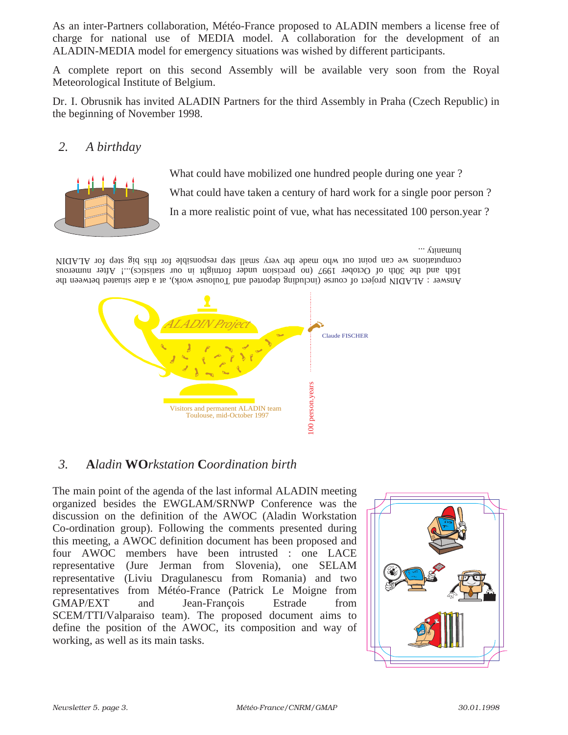As an inter-Partners collaboration, Météo-France proposed to ALADIN members a license free of charge for national use of MEDIA model. A collaboration for the development of an ALADIN-MEDIA model for emergency situations was wished by different participants.

A complete report on this second Assembly will be available very soon from the Royal Meteorological Institute of Belgium.

Dr. I. Obrusnik has invited ALADIN Partners for the third Assembly in Praha (Czech Republic) in the beginning of November 1998.

## *2. A birthday*

What could have mobilized one hundred people during one year ?

What could have taken a century of hard work for a single poor person ?

In a more realistic point of vue, what has necessitated 100 person.year ?

Answer : ALADIN project of course (including deported and Toulouse work), at a date situated between the 16th and the 30th of October 1997 (no precision under fortnight in our statistics)...! After numerous computations we can point out who made the very small step responsible for this big step for ALADIN humanity ...

ALADIN Project

Claude FISCHER

100 person.years

Visitors and permanent ALADIN team
Toulouse, mid-October 1997

## *3. **A**ladin **WO**rkstation **C**oordination birth*

The main point of the agenda of the last informal ALADIN meeting organized besides the EWGLAM/SRNWP Conference was the discussion on the definition of the AWOC (Aladin Workstation Co-ordination group). Following the comments presented during this meeting, a AWOC definition document has been proposed and four AWOC members have been intrusted : one LACE representative (Jure Jerman from Slovenia), one SELAM representative (Liviu Dragulanescu from Romania) and two representatives from Météo-France (Patrick Le Moigne from GMAP/EXT and Jean-François Estrade from SCEM/TTI/Valparaiso team). The proposed document aims to define the position of the AWOC, its composition and way of working, as well as its main tasks.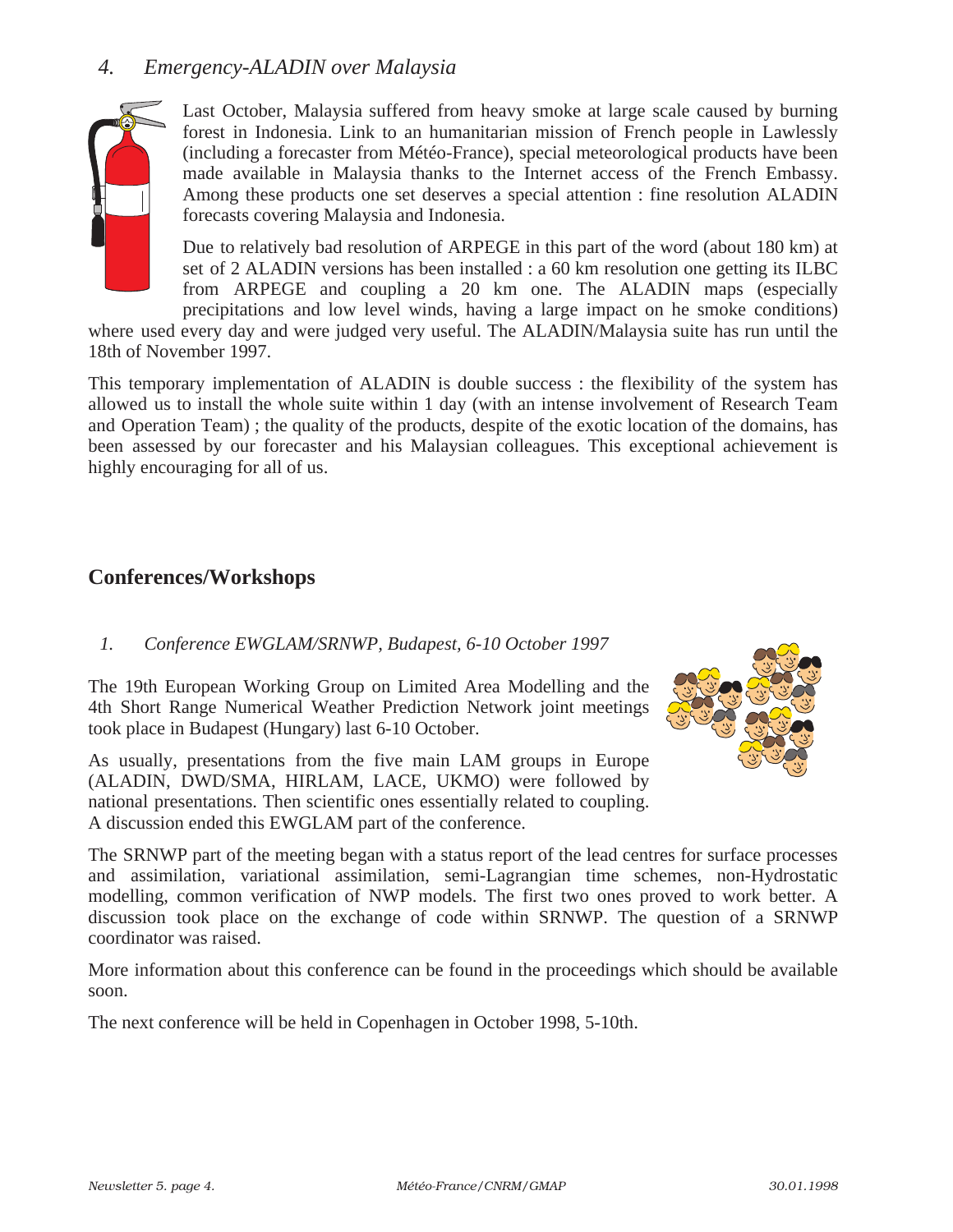## *4. Emergency-ALADIN over Malaysia*

Last October, Malaysia suffered from heavy smoke at large scale caused by burning forest in Indonesia. Link to an humanitarian mission of French people in Lawlessly (including a forecaster from Météo-France), special meteorological products have been made available in Malaysia thanks to the Internet access of the French Embassy. Among these products one set deserves a special attention : fine resolution ALADIN forecasts covering Malaysia and Indonesia.

Due to relatively bad resolution of ARPEGE in this part of the word (about 180 km) at set of 2 ALADIN versions has been installed : a 60 km resolution one getting its ILBC from ARPEGE and coupling a 20 km one. The ALADIN maps (especially precipitations and low level winds, having a large impact on he smoke conditions) where used every day and were judged very useful. The ALADIN/Malaysia suite has run until the 18th of November 1997.

This temporary implementation of ALADIN is double success : the flexibility of the system has allowed us to install the whole suite within 1 day (with an intense involvement of Research Team and Operation Team) ; the quality of the products, despite of the exotic location of the domains, has been assessed by our forecaster and his Malaysian colleagues. This exceptional achievement is highly encouraging for all of us.

# Conferences/Workshops

## *1. Conference EWGLAM/SRNWP, Budapest, 6-10 October 1997*

The 19th European Working Group on Limited Area Modelling and the 4th Short Range Numerical Weather Prediction Network joint meetings took place in Budapest (Hungary) last 6-10 October.

As usually, presentations from the five main LAM groups in Europe (ALADIN, DWD/SMA, HIRLAM, LACE, UKMO) were followed by national presentations. Then scientific ones essentially related to coupling. A discussion ended this EWGLAM part of the conference.

The SRNWP part of the meeting began with a status report of the lead centres for surface processes and assimilation, variational assimilation, semi-Lagrangian time schemes, non-Hydrostatic modelling, common verification of NWP models. The first two ones proved to work better. A discussion took place on the exchange of code within SRNWP. The question of a SRNWP coordinator was raised.

More information about this conference can be found in the proceedings which should be available soon.

The next conference will be held in Copenhagen in October 1998, 5-10th.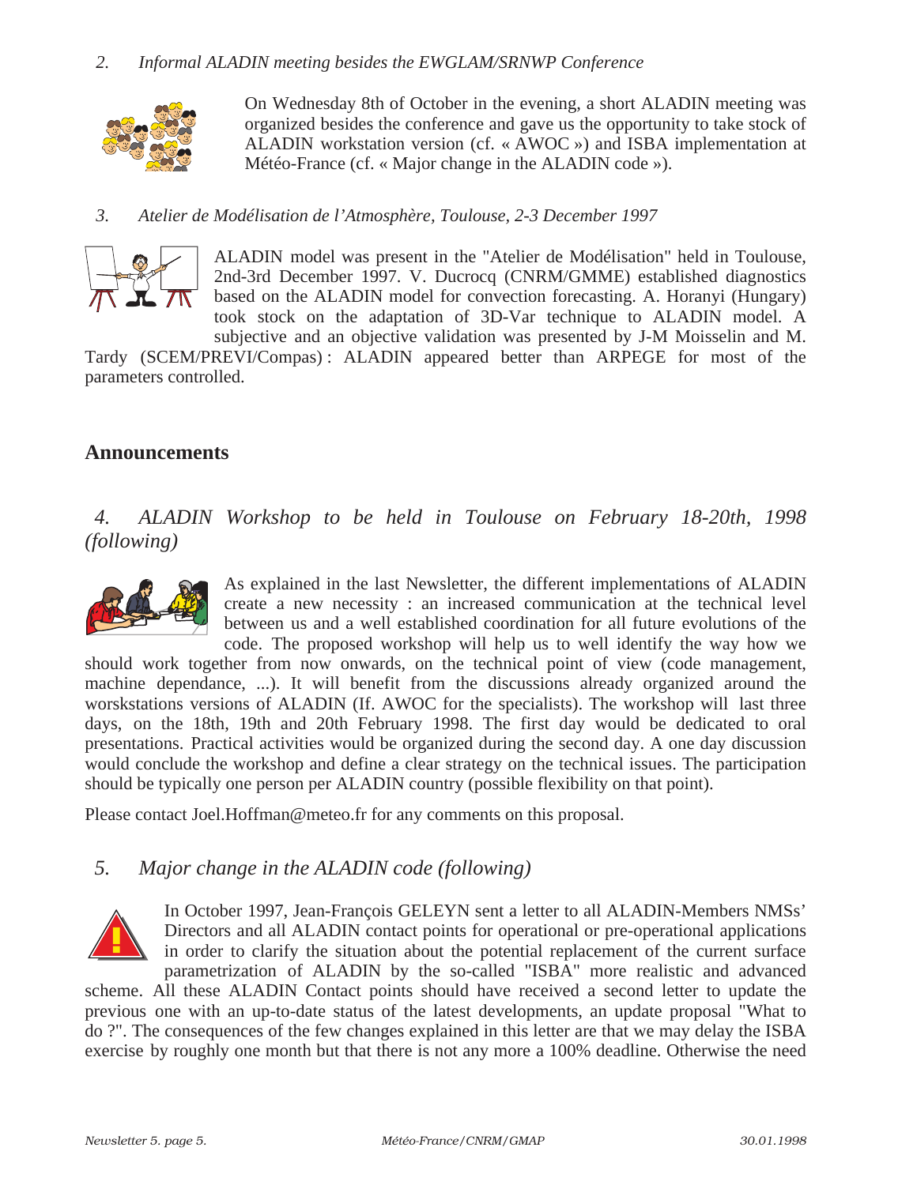### *2. Informal ALADIN meeting besides the EWGLAM/SRNWP Conference*

On Wednesday 8th of October in the evening, a short ALADIN meeting was organized besides the conference and gave us the opportunity to take stock of ALADIN workstation version (cf. « AWOC ») and ISBA implementation at Météo-France (cf. « Major change in the ALADIN code »).

### *3. Atelier de Modélisation de l'Atmosphère, Toulouse, 2-3 December 1997*

ALADIN model was present in the "Atelier de Modélisation" held in Toulouse, 2nd-3rd December 1997. V. Ducrocq (CNRM/GMME) established diagnostics based on the ALADIN model for convection forecasting. A. Horanyi (Hungary) took stock on the adaptation of 3D-Var technique to ALADIN model. A subjective and an objective validation was presented by J-M Moisselin and M. Tardy (SCEM/PREVI/Compas) : ALADIN appeared better than ARPEGE for most of the parameters controlled.

## Announcements

### *4. ALADIN Workshop to be held in Toulouse on February 18-20th, 1998 (following)*

As explained in the last Newsletter, the different implementations of ALADIN create a new necessity : an increased communication at the technical level between us and a well established coordination for all future evolutions of the code. The proposed workshop will help us to well identify the way how we should work together from now onwards, on the technical point of view (code management, machine dependance, ...). It will benefit from the discussions already organized around the worskstations versions of ALADIN (If. AWOC for the specialists). The workshop will last three days, on the 18th, 19th and 20th February 1998. The first day would be dedicated to oral presentations. Practical activities would be organized during the second day. A one day discussion would conclude the workshop and define a clear strategy on the technical issues. The participation should be typically one person per ALADIN country (possible flexibility on that point).

Please contact Joel.Hoffman@meteo.fr for any comments on this proposal.

### *5. Major change in the ALADIN code (following)*

In October 1997, Jean-François GELEYN sent a letter to all ALADIN-Members NMSs' Directors and all ALADIN contact points for operational or pre-operational applications in order to clarify the situation about the potential replacement of the current surface parametrization of ALADIN by the so-called "ISBA" more realistic and advanced scheme. All these ALADIN Contact points should have received a second letter to update the previous one with an up-to-date status of the latest developments, an update proposal "What to do ?". The consequences of the few changes explained in this letter are that we may delay the ISBA exercise by roughly one month but that there is not any more a 100% deadline. Otherwise the need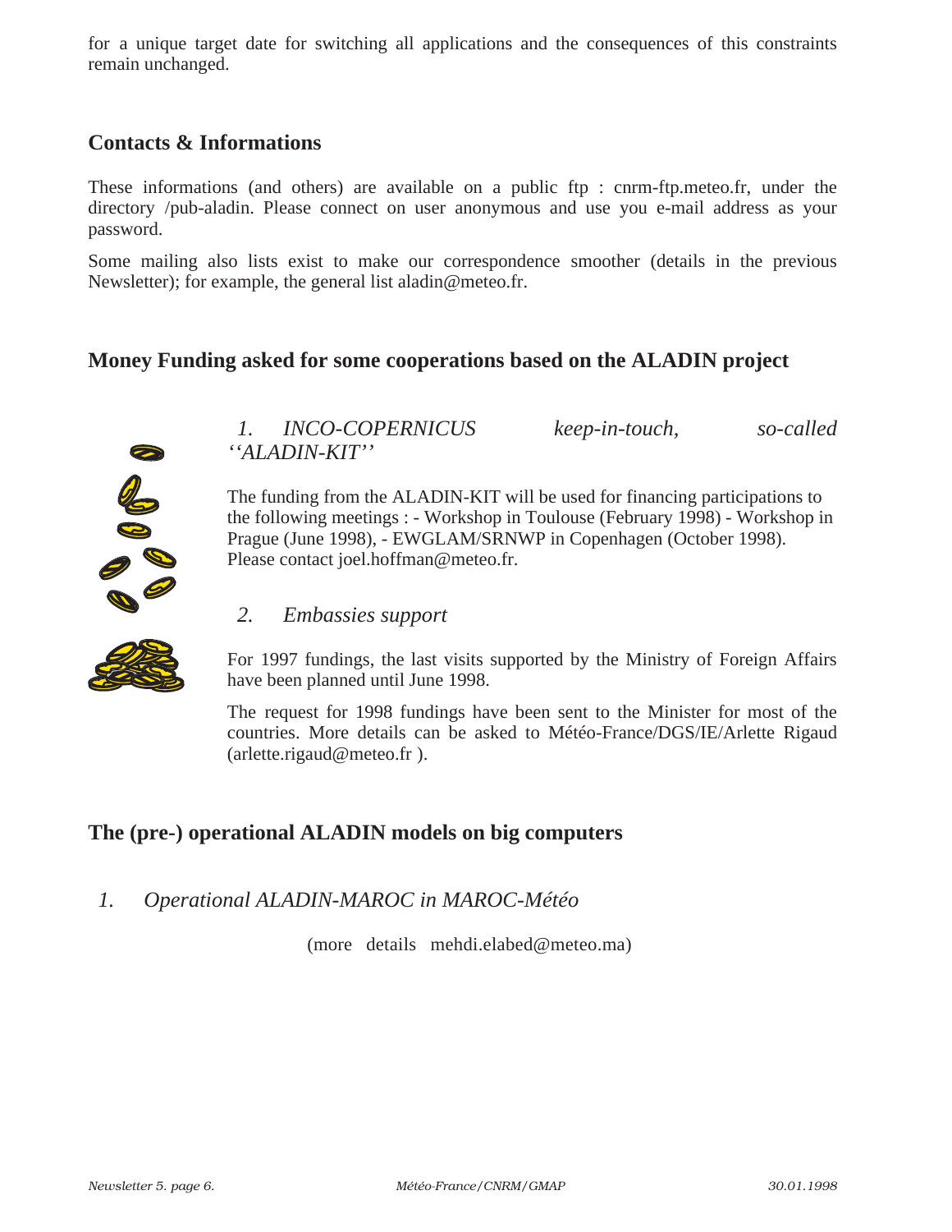for a unique target date for switching all applications and the consequences of this constraints remain unchanged.

## Contacts & Informations

These informations (and others) are available on a public ftp : cnrm-ftp.meteo.fr, under the directory /pub-aladin. Please connect on user anonymous and use you e-mail address as your password.

Some mailing also lists exist to make our correspondence smoother (details in the previous Newsletter); for example, the general list aladin@meteo.fr.

## Money Funding asked for some cooperations based on the ALADIN project

### *1. INCO-COPERNICUS keep-in-touch, so-called ''ALADIN-KIT''*

The funding from the ALADIN-KIT will be used for financing participations to the following meetings : - Workshop in Toulouse (February 1998) - Workshop in Prague (June 1998), - EWGLAM/SRNWP in Copenhagen (October 1998). Please contact joel.hoffman@meteo.fr.

### *2. Embassies support*

For 1997 fundings, the last visits supported by the Ministry of Foreign Affairs have been planned until June 1998.

The request for 1998 fundings have been sent to the Minister for most of the countries. More details can be asked to Météo-France/DGS/IE/Arlette Rigaud (arlette.rigaud@meteo.fr ).

## The (pre-) operational ALADIN models on big computers

### *1. Operational ALADIN-MAROC in MAROC-Météo*

(more details mehdi.elabed@meteo.ma)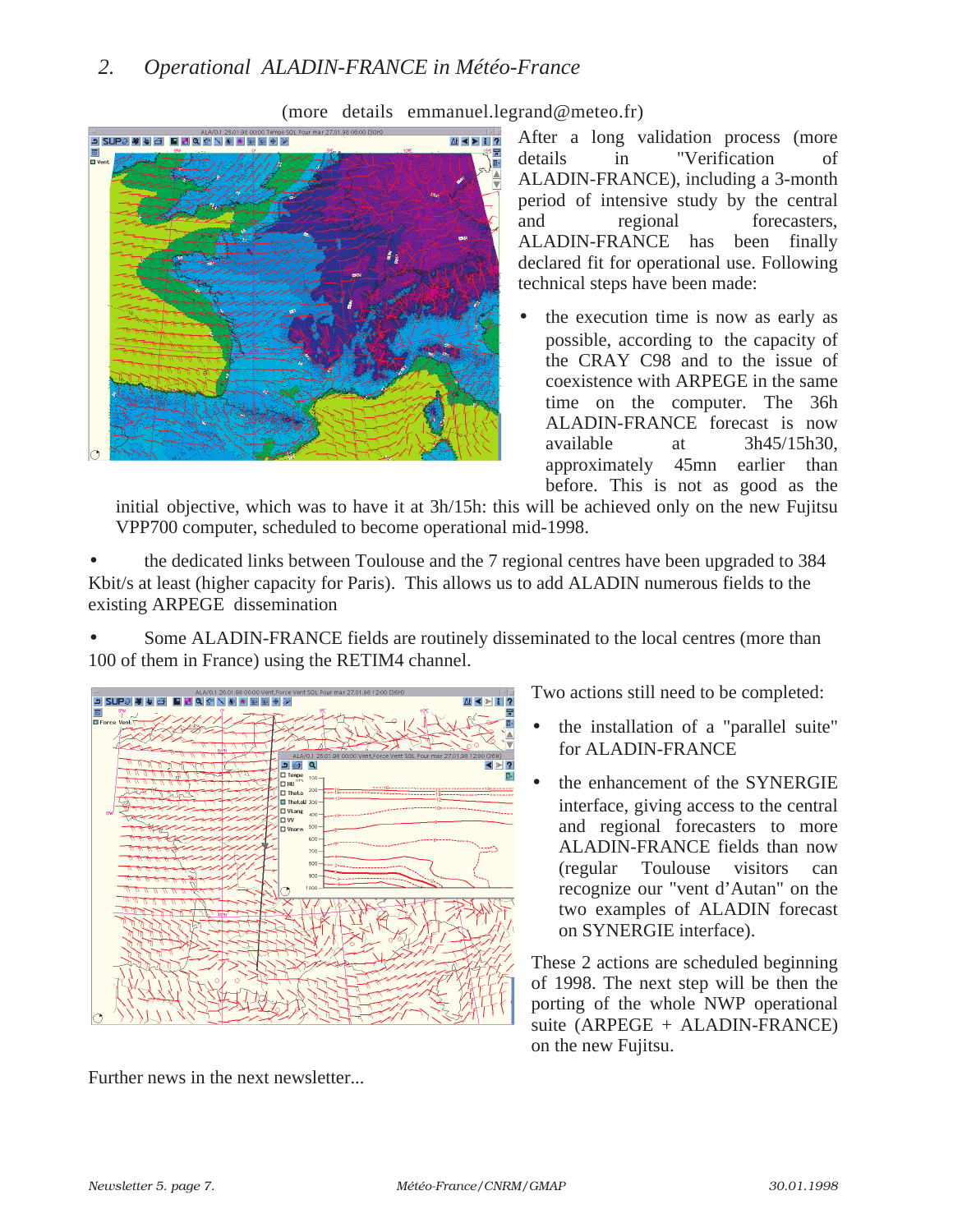## 2. *Operational ALADIN-FRANCE in Météo-France*

(more details emmanuel.legrand@meteo.fr)

After a long validation process (more details in "Verification of ALADIN-FRANCE), including a 3-month period of intensive study by the central and regional forecasters, ALADIN-FRANCE has been finally declared fit for operational use. Following technical steps have been made:

- the execution time is now as early as possible, according to the capacity of the CRAY C98 and to the issue of coexistence with ARPEGE in the same time on the computer. The 36h ALADIN-FRANCE forecast is now available at 3h45/15h30, approximately 45mn earlier than before. This is not as good as the initial objective, which was to have it at 3h/15h: this will be achieved only on the new Fujitsu VPP700 computer, scheduled to become operational mid-1998.
- the dedicated links between Toulouse and the 7 regional centres have been upgraded to 384 Kbit/s at least (higher capacity for Paris). This allows us to add ALADIN numerous fields to the existing ARPEGE dissemination
- Some ALADIN-FRANCE fields are routinely disseminated to the local centres (more than 100 of them in France) using the RETIM4 channel.

Two actions still need to be completed:

- the installation of a "parallel suite" for ALADIN-FRANCE
- the enhancement of the SYNERGIE interface, giving access to the central and regional forecasters to more ALADIN-FRANCE fields than now (regular Toulouse visitors can recognize our "vent d'Autan" on the two examples of ALADIN forecast on SYNERGIE interface).

These 2 actions are scheduled beginning of 1998. The next step will be then the porting of the whole NWP operational suite (ARPEGE + ALADIN-FRANCE) on the new Fujitsu.

Further news in the next newsletter...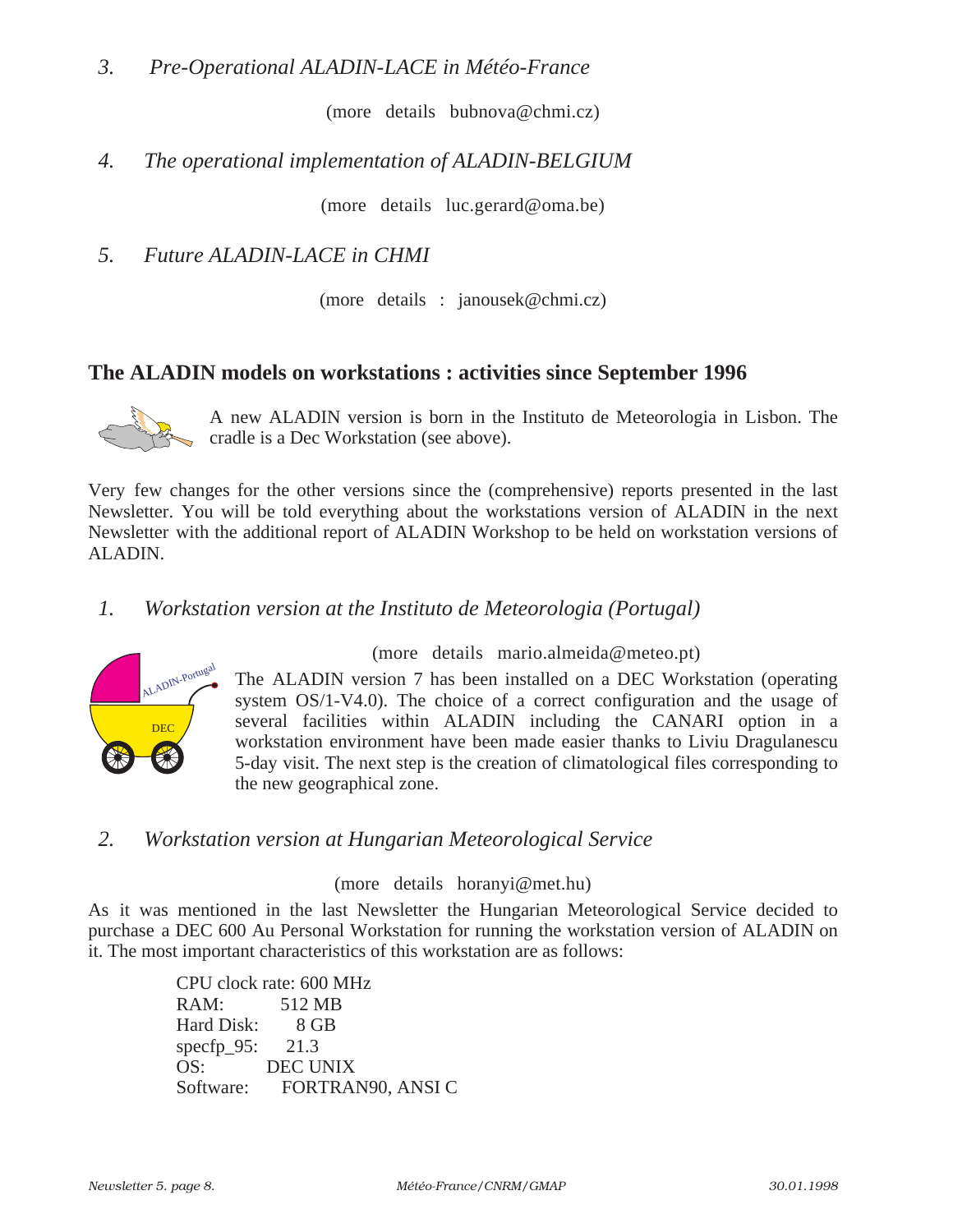*3. Pre-Operational ALADIN-LACE in Météo-France*

(more details bubnova@chmi.cz)

*4. The operational implementation of ALADIN-BELGIUM*

(more details luc.gerard@oma.be)

*5. Future ALADIN-LACE in CHMI*

(more details : janousek@chmi.cz)

## The ALADIN models on workstations : activities since September 1996

A new ALADIN version is born in the Instituto de Meteorologia in Lisbon. The cradle is a Dec Workstation (see above).

Very few changes for the other versions since the (comprehensive) reports presented in the last Newsletter. You will be told everything about the workstations version of ALADIN in the next Newsletter with the additional report of ALADIN Workshop to be held on workstation versions of ALADIN.

*1. Workstation version at the Instituto de Meteorologia (Portugal)*

(more details mario.almeida@meteo.pt)

The ALADIN version 7 has been installed on a DEC Workstation (operating system OS/1-V4.0). The choice of a correct configuration and the usage of several facilities within ALADIN including the CANARI option in a workstation environment have been made easier thanks to Liviu Dragulanescu 5-day visit. The next step is the creation of climatological files corresponding to the new geographical zone.

*2. Workstation version at Hungarian Meteorological Service*

(more details horanyi@met.hu)

As it was mentioned in the last Newsletter the Hungarian Meteorological Service decided to purchase a DEC 600 Au Personal Workstation for running the workstation version of ALADIN on it. The most important characteristics of this workstation are as follows:

CPU clock rate: 600 MHz
RAM: 512 MB
Hard Disk: 8 GB
specfp_95: 21.3
OS: DEC UNIX
Software: FORTRAN90, ANSI C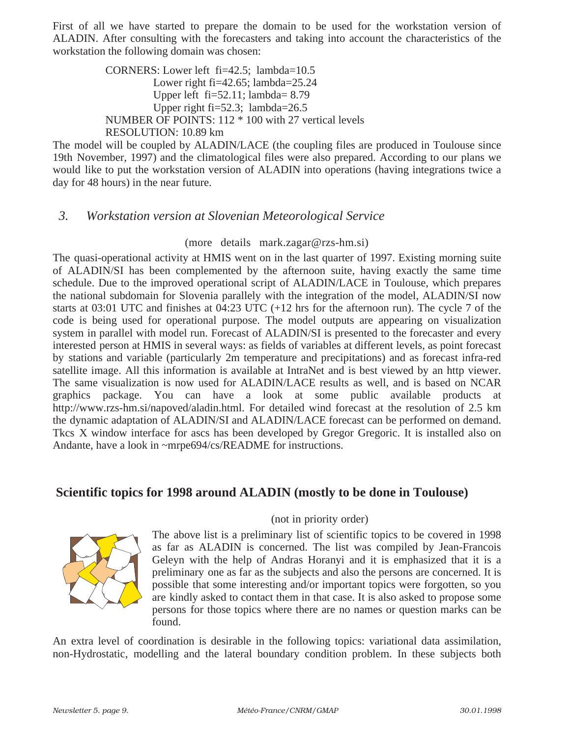First of all we have started to prepare the domain to be used for the workstation version of ALADIN. After consulting with the forecasters and taking into account the characteristics of the workstation the following domain was chosen:

CORNERS: Lower left fi=42.5; lambda=10.5
Lower right fi=42.65; lambda=25.24
Upper left fi=52.11; lambda= 8.79
Upper right fi=52.3; lambda=26.5
NUMBER OF POINTS: 112 * 100 with 27 vertical levels
RESOLUTION: 10.89 km

The model will be coupled by ALADIN/LACE (the coupling files are produced in Toulouse since 19th November, 1997) and the climatological files were also prepared. According to our plans we would like to put the workstation version of ALADIN into operations (having integrations twice a day for 48 hours) in the near future.

### *3. Workstation version at Slovenian Meteorological Service*

(more details mark.zagar@rzs-hm.si)

The quasi-operational activity at HMIS went on in the last quarter of 1997. Existing morning suite of ALADIN/SI has been complemented by the afternoon suite, having exactly the same time schedule. Due to the improved operational script of ALADIN/LACE in Toulouse, which prepares the national subdomain for Slovenia parallely with the integration of the model, ALADIN/SI now starts at 03:01 UTC and finishes at 04:23 UTC (+12 hrs for the afternoon run). The cycle 7 of the code is being used for operational purpose. The model outputs are appearing on visualization system in parallel with model run. Forecast of ALADIN/SI is presented to the forecaster and every interested person at HMIS in several ways: as fields of variables at different levels, as point forecast by stations and variable (particularly 2m temperature and precipitations) and as forecast infra-red satellite image. All this information is available at IntraNet and is best viewed by an http viewer. The same visualization is now used for ALADIN/LACE results as well, and is based on NCAR graphics package. You can have a look at some public available products at http://www.rzs-hm.si/napoved/aladin.html. For detailed wind forecast at the resolution of 2.5 km the dynamic adaptation of ALADIN/SI and ALADIN/LACE forecast can be performed on demand. Tkcs X window interface for ascs has been developed by Gregor Gregoric. It is installed also on Andante, have a look in ~mrpe694/cs/README for instructions.

## Scientific topics for 1998 around ALADIN (mostly to be done in Toulouse)

(not in priority order)

The above list is a preliminary list of scientific topics to be covered in 1998 as far as ALADIN is concerned. The list was compiled by Jean-Francois Geleyn with the help of Andras Horanyi and it is emphasized that it is a preliminary one as far as the subjects and also the persons are concerned. It is possible that some interesting and/or important topics were forgotten, so you are kindly asked to contact them in that case. It is also asked to propose some persons for those topics where there are no names or question marks can be found.

An extra level of coordination is desirable in the following topics: variational data assimilation, non-Hydrostatic, modelling and the lateral boundary condition problem. In these subjects both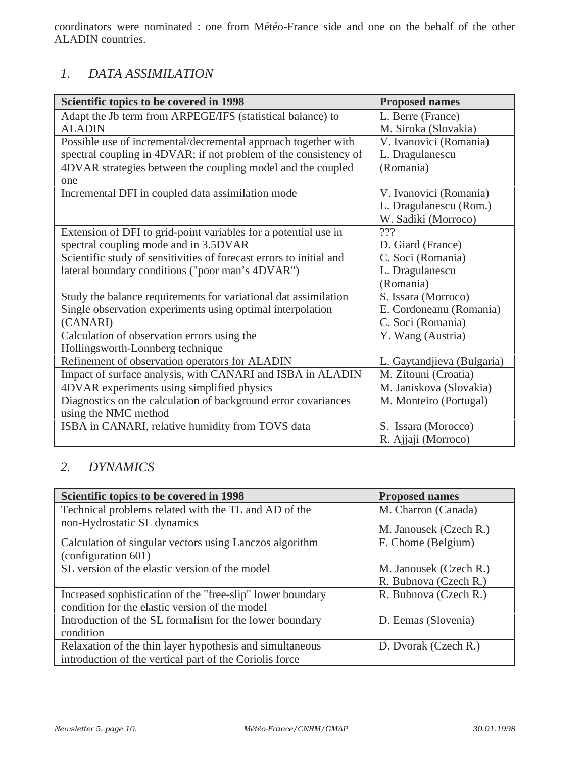coordinators were nominated : one from Météo-France side and one on the behalf of the other ALADIN countries.

## *1. DATA ASSIMILATION*

| **Scientific topics to be covered in 1998** | **Proposed names** |
|---|---|
| Adapt the Jb term from ARPEGE/IFS (statistical balance) to ALADIN | L. Berre (France)<br>M. Siroka (Slovakia) |
| Possible use of incremental/decremental approach together with spectral coupling in 4DVAR; if not problem of the consistency of 4DVAR strategies between the coupling model and the coupled one | V. Ivanovici (Romania)<br>L. Dragulanescu (Romania) |
| Incremental DFI in coupled data assimilation mode | V. Ivanovici (Romania)<br>L. Dragulanescu (Rom.)<br>W. Sadiki (Morroco) |
| Extension of DFI to grid-point variables for a potential use in spectral coupling mode and in 3.5DVAR | ???<br>D. Giard (France) |
| Scientific study of sensitivities of forecast errors to initial and lateral boundary conditions ("poor man's 4DVAR") | C. Soci (Romania)<br>L. Dragulanescu (Romania) |
| Study the balance requirements for variational dat assimilation | S. Issara (Morroco) |
| Single observation experiments using optimal interpolation (CANARI) | E. Cordoneanu (Romania)<br>C. Soci (Romania) |
| Calculation of observation errors using the Hollingsworth-Lonnberg technique | Y. Wang (Austria) |
| Refinement of observation operators for ALADIN | L. Gaytandjieva (Bulgaria) |
| Impact of surface analysis, with CANARI and ISBA in ALADIN | M. Zitouni (Croatia) |
| 4DVAR experiments using simplified physics | M. Janiskova (Slovakia) |
| Diagnostics on the calculation of background error covariances using the NMC method | M. Monteiro (Portugal) |
| ISBA in CANARI, relative humidity from TOVS data | S. Issara (Morocco)<br>R. Ajjaji (Morroco) |

## *2. DYNAMICS*

| **Scientific topics to be covered in 1998** | **Proposed names** |
|---|---|
| Technical problems related with the TL and AD of the non-Hydrostatic SL dynamics | M. Charron (Canada)<br>M. Janousek (Czech R.) |
| Calculation of singular vectors using Lanczos algorithm (configuration 601) | F. Chome (Belgium) |
| SL version of the elastic version of the model | M. Janousek (Czech R.)<br>R. Bubnova (Czech R.) |
| Increased sophistication of the "free-slip" lower boundary condition for the elastic version of the model | R. Bubnova (Czech R.) |
| Introduction of the SL formalism for the lower boundary condition | D. Eemas (Slovenia) |
| Relaxation of the thin layer hypothesis and simultaneous introduction of the vertical part of the Coriolis force | D. Dvorak (Czech R.) |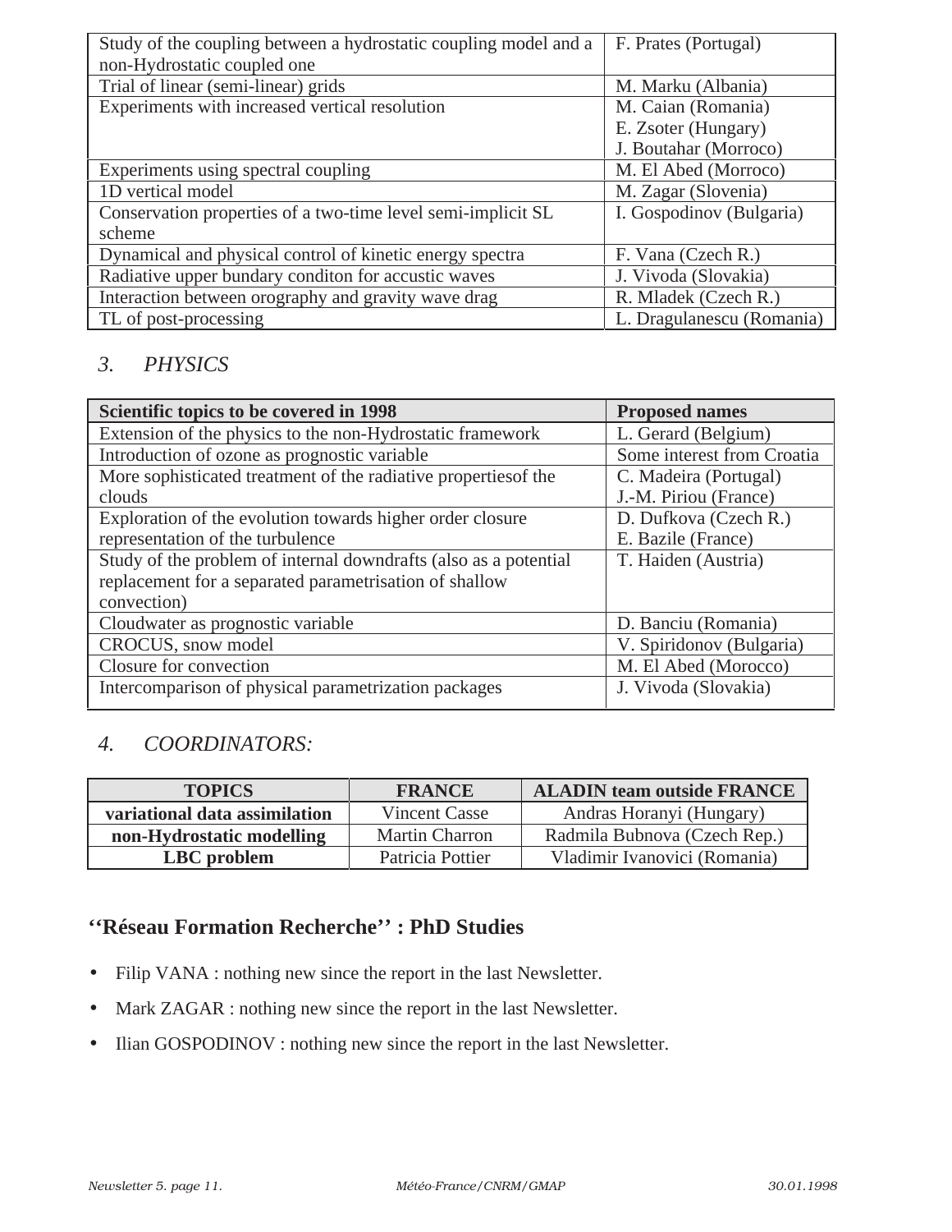| | |
|---|---|
| Study of the coupling between a hydrostatic coupling model and a non-Hydrostatic coupled one | F. Prates (Portugal) |
| Trial of linear (semi-linear) grids | M. Marku (Albania) |
| Experiments with increased vertical resolution | M. Caian (Romania)<br>E. Zsoter (Hungary)<br>J. Boutahar (Morroco) |
| Experiments using spectral coupling | M. El Abed (Morroco) |
| 1D vertical model | M. Zagar (Slovenia) |
| Conservation properties of a two-time level semi-implicit SL scheme | I. Gospodinov (Bulgaria) |
| Dynamical and physical control of kinetic energy spectra | F. Vana (Czech R.) |
| Radiative upper bundary conditon for accustic waves | J. Vivoda (Slovakia) |
| Interaction between orography and gravity wave drag | R. Mladek (Czech R.) |
| TL of post-processing | L. Dragulanescu (Romania) |

## *3. PHYSICS*

| Scientific topics to be covered in 1998 | Proposed names |
|---|---|
| Extension of the physics to the non-Hydrostatic framework | L. Gerard (Belgium) |
| Introduction of ozone as prognostic variable | Some interest from Croatia |
| More sophisticated treatment of the radiative propertiesof the clouds | C. Madeira (Portugal)<br>J.-M. Piriou (France) |
| Exploration of the evolution towards higher order closure representation of the turbulence | D. Dufkova (Czech R.)<br>E. Bazile (France) |
| Study of the problem of internal downdrafts (also as a potential replacement for a separated parametrisation of shallow convection) | T. Haiden (Austria) |
| Cloudwater as prognostic variable | D. Banciu (Romania) |
| CROCUS, snow model | V. Spiridonov (Bulgaria) |
| Closure for convection | M. El Abed (Morocco) |
| Intercomparison of physical parametrization packages | J. Vivoda (Slovakia) |

## *4. COORDINATORS:*

| TOPICS | FRANCE | ALADIN team outside FRANCE |
|---|---|---|
| **variational data assimilation** | Vincent Casse | Andras Horanyi (Hungary) |
| **non-Hydrostatic modelling** | Martin Charron | Radmila Bubnova (Czech Rep.) |
| **LBC problem** | Patricia Pottier | Vladimir Ivanovici (Romania) |

## ‘‘Réseau Formation Recherche’’ : PhD Studies

- Filip VANA : nothing new since the report in the last Newsletter.
- Mark ZAGAR : nothing new since the report in the last Newsletter.
- Ilian GOSPODINOV : nothing new since the report in the last Newsletter.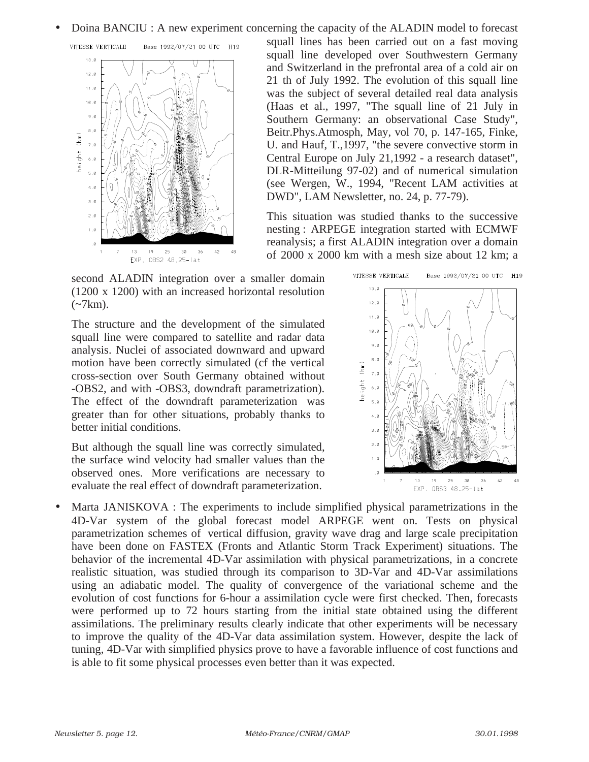- Doina BANCIU : A new experiment concerning the capacity of the ALADIN model to forecast squall lines has been carried out on a fast moving squall line developed over Southwestern Germany and Switzerland in the prefrontal area of a cold air on 21 th of July 1992. The evolution of this squall line was the subject of several detailed real data analysis (Haas et al., 1997, "The squall line of 21 July in Southern Germany: an observational Case Study", Beitr.Phys.Atmosph, May, vol 70, p. 147-165, Finke, U. and Hauf, T.,1997, "the severe convective storm in Central Europe on July 21,1992 - a research dataset", DLR-Mitteilung 97-02) and of numerical simulation (see Wergen, W., 1994, "Recent LAM activities at DWD", LAM Newsletter, no. 24, p. 77-79).

  This situation was studied thanks to the successive nesting : ARPEGE integration started with ECMWF reanalysis; a first ALADIN integration over a domain of 2000 x 2000 km with a mesh size about 12 km; a second ALADIN integration over a smaller domain (1200 x 1200) with an increased horizontal resolution (~7km).

  The structure and the development of the simulated squall line were compared to satellite and radar data analysis. Nuclei of associated downward and upward motion have been correctly simulated (cf the vertical cross-section over South Germany obtained without -OBS2, and with -OBS3, downdraft parametrization). The effect of the downdraft parameterization was greater than for other situations, probably thanks to better initial conditions.

  But although the squall line was correctly simulated, the surface wind velocity had smaller values than the observed ones. More verifications are necessary to evaluate the real effect of downdraft parameterization.

- Marta JANISKOVA : The experiments to include simplified physical parametrizations in the 4D-Var system of the global forecast model ARPEGE went on. Tests on physical parametrization schemes of vertical diffusion, gravity wave drag and large scale precipitation have been done on FASTEX (Fronts and Atlantic Storm Track Experiment) situations. The behavior of the incremental 4D-Var assimilation with physical parametrizations, in a concrete realistic situation, was studied through its comparison to 3D-Var and 4D-Var assimilations using an adiabatic model. The quality of convergence of the variational scheme and the evolution of cost functions for 6-hour a assimilation cycle were first checked. Then, forecasts were performed up to 72 hours starting from the initial state obtained using the different assimilations. The preliminary results clearly indicate that other experiments will be necessary to improve the quality of the 4D-Var data assimilation system. However, despite the lack of tuning, 4D-Var with simplified physics prove to have a favorable influence of cost functions and is able to fit some physical processes even better than it was expected.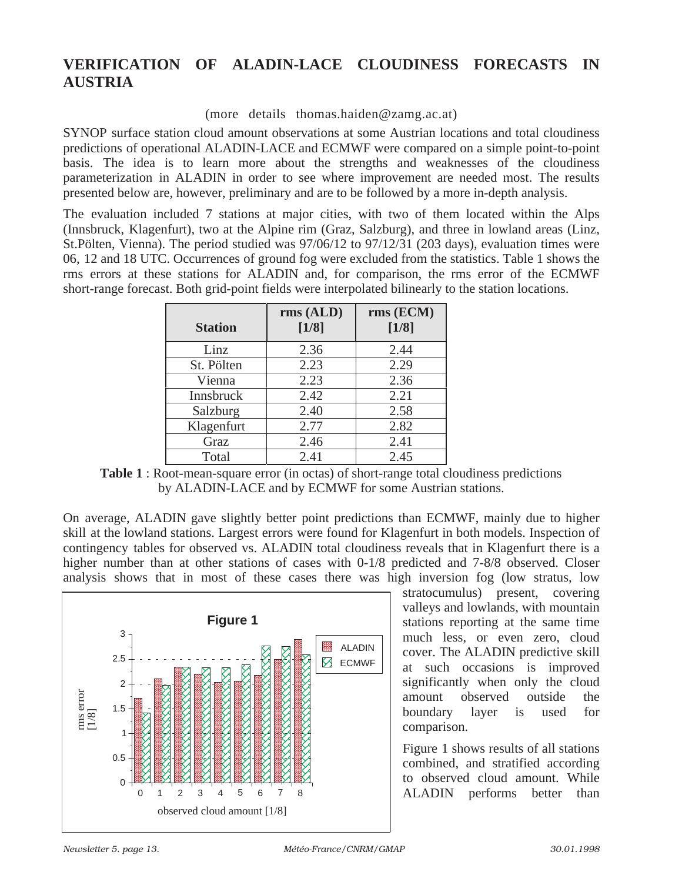# VERIFICATION OF ALADIN-LACE CLOUDINESS FORECASTS IN AUSTRIA

(more details thomas.haiden@zamg.ac.at)

SYNOP surface station cloud amount observations at some Austrian locations and total cloudiness predictions of operational ALADIN-LACE and ECMWF were compared on a simple point-to-point basis. The idea is to learn more about the strengths and weaknesses of the cloudiness parameterization in ALADIN in order to see where improvement are needed most. The results presented below are, however, preliminary and are to be followed by a more in-depth analysis.

The evaluation included 7 stations at major cities, with two of them located within the Alps (Innsbruck, Klagenfurt), two at the Alpine rim (Graz, Salzburg), and three in lowland areas (Linz, St.Pölten, Vienna). The period studied was 97/06/12 to 97/12/31 (203 days), evaluation times were 06, 12 and 18 UTC. Occurrences of ground fog were excluded from the statistics. Table 1 shows the rms errors at these stations for ALADIN and, for comparison, the rms error of the ECMWF short-range forecast. Both grid-point fields were interpolated bilinearly to the station locations.

| Station | rms (ALD) [1/8] | rms (ECM) [1/8] |
|---|---|---|
| Linz | 2.36 | 2.44 |
| St. Pölten | 2.23 | 2.29 |
| Vienna | 2.23 | 2.36 |
| Innsbruck | 2.42 | 2.21 |
| Salzburg | 2.40 | 2.58 |
| Klagenfurt | 2.77 | 2.82 |
| Graz | 2.46 | 2.41 |
| Total | 2.41 | 2.45 |

**Table 1** : Root-mean-square error (in octas) of short-range total cloudiness predictions by ALADIN-LACE and by ECMWF for some Austrian stations.

On average, ALADIN gave slightly better point predictions than ECMWF, mainly due to higher skill at the lowland stations. Largest errors were found for Klagenfurt in both models. Inspection of contingency tables for observed vs. ALADIN total cloudiness reveals that in Klagenfurt there is a higher number than at other stations of cases with 0-1/8 predicted and 7-8/8 observed. Closer analysis shows that in most of these cases there was high inversion fog (low stratus, low stratocumulus) present, covering valleys and lowlands, with mountain stations reporting at the same time much less, or even zero, cloud cover. The ALADIN predictive skill at such occasions is improved significantly when only the cloud amount observed outside the boundary layer is used for comparison.

**Figure 1**

Figure 1 shows results of all stations combined, and stratified according to observed cloud amount. While ALADIN performs better than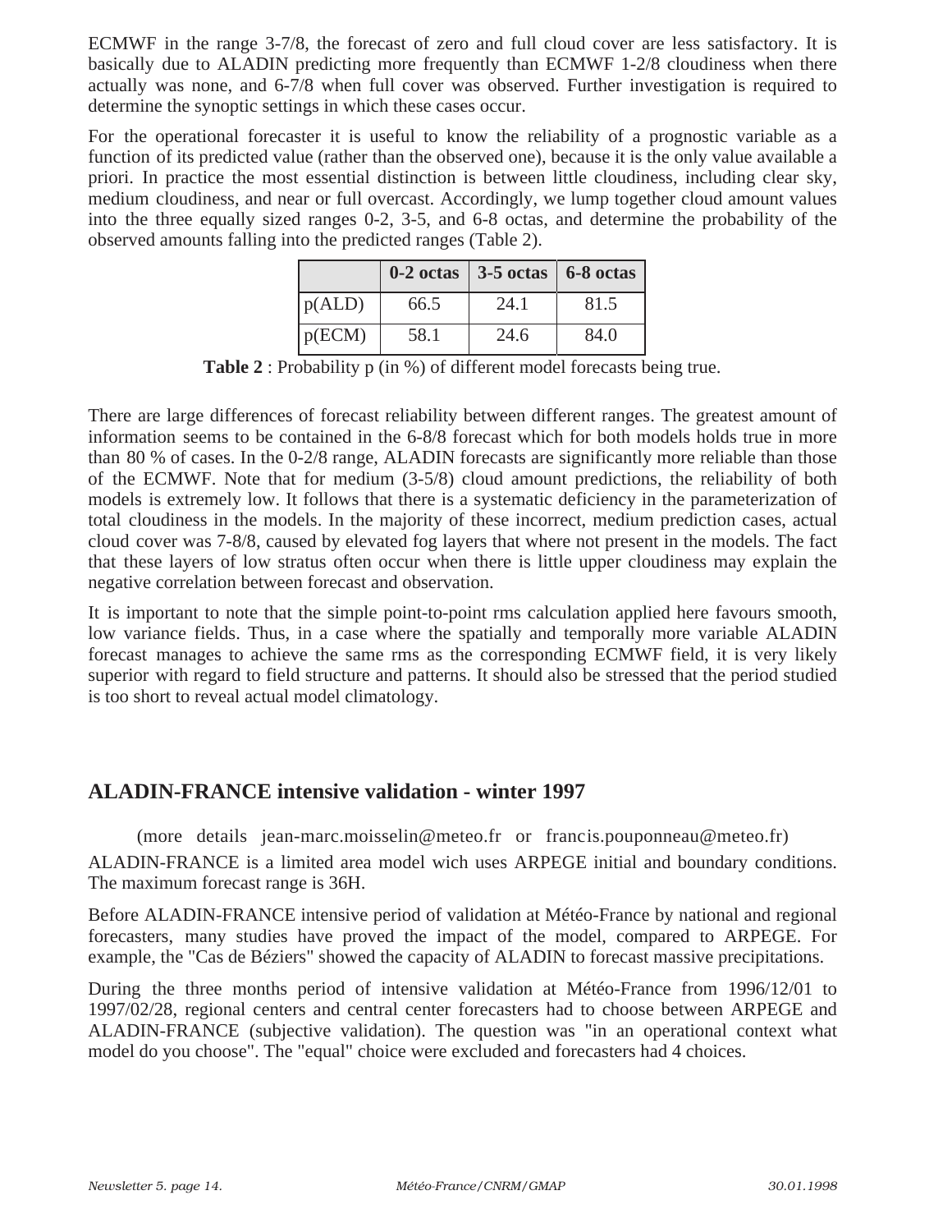ECMWF in the range 3-7/8, the forecast of zero and full cloud cover are less satisfactory. It is basically due to ALADIN predicting more frequently than ECMWF 1-2/8 cloudiness when there actually was none, and 6-7/8 when full cover was observed. Further investigation is required to determine the synoptic settings in which these cases occur.

For the operational forecaster it is useful to know the reliability of a prognostic variable as a function of its predicted value (rather than the observed one), because it is the only value available a priori. In practice the most essential distinction is between little cloudiness, including clear sky, medium cloudiness, and near or full overcast. Accordingly, we lump together cloud amount values into the three equally sized ranges 0-2, 3-5, and 6-8 octas, and determine the probability of the observed amounts falling into the predicted ranges (Table 2).

| | **0-2 octas** | **3-5 octas** | **6-8 octas** |
|---|---|---|---|
| p(ALD) | 66.5 | 24.1 | 81.5 |
| p(ECM) | 58.1 | 24.6 | 84.0 |

**Table 2** : Probability p (in %) of different model forecasts being true.

There are large differences of forecast reliability between different ranges. The greatest amount of information seems to be contained in the 6-8/8 forecast which for both models holds true in more than 80 % of cases. In the 0-2/8 range, ALADIN forecasts are significantly more reliable than those of the ECMWF. Note that for medium (3-5/8) cloud amount predictions, the reliability of both models is extremely low. It follows that there is a systematic deficiency in the parameterization of total cloudiness in the models. In the majority of these incorrect, medium prediction cases, actual cloud cover was 7-8/8, caused by elevated fog layers that where not present in the models. The fact that these layers of low stratus often occur when there is little upper cloudiness may explain the negative correlation between forecast and observation.

It is important to note that the simple point-to-point rms calculation applied here favours smooth, low variance fields. Thus, in a case where the spatially and temporally more variable ALADIN forecast manages to achieve the same rms as the corresponding ECMWF field, it is very likely superior with regard to field structure and patterns. It should also be stressed that the period studied is too short to reveal actual model climatology.

## ALADIN-FRANCE intensive validation - winter 1997

(more details jean-marc.moisselin@meteo.fr or francis.pouponneau@meteo.fr)

ALADIN-FRANCE is a limited area model wich uses ARPEGE initial and boundary conditions. The maximum forecast range is 36H.

Before ALADIN-FRANCE intensive period of validation at Météo-France by national and regional forecasters, many studies have proved the impact of the model, compared to ARPEGE. For example, the "Cas de Béziers" showed the capacity of ALADIN to forecast massive precipitations.

During the three months period of intensive validation at Météo-France from 1996/12/01 to 1997/02/28, regional centers and central center forecasters had to choose between ARPEGE and ALADIN-FRANCE (subjective validation). The question was "in an operational context what model do you choose". The "equal" choice were excluded and forecasters had 4 choices.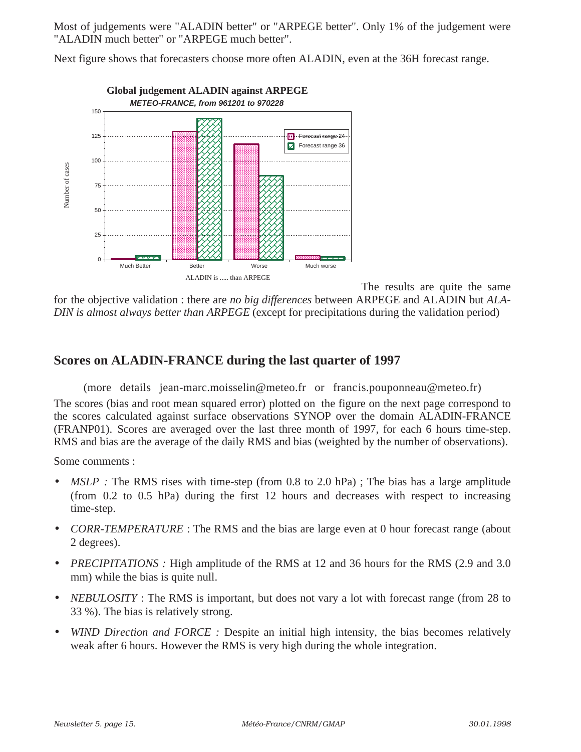Most of judgements were "ALADIN better" or "ARPEGE better". Only 1% of the judgement were "ALADIN much better" or "ARPEGE much better".

Next figure shows that forecasters choose more often ALADIN, even at the 36H forecast range.

**Global judgement ALADIN against ARPEGE**

***METEO-FRANCE, from 961201 to 970228***

| ALADIN is ..... than ARPEGE | Forecast range 24 | Forecast range 36 |
|---|---|---|
| Much Better | 1 | 4 |
| Better | 130 | 143 |
| Worse | 117 | 85 |
| Much worse | 4 | 3 |

The results are quite the same for the objective validation : there are *no big differences* between ARPEGE and ALADIN but *ALADIN is almost always better than ARPEGE* (except for precipitations during the validation period)

## Scores on ALADIN-FRANCE during the last quarter of 1997

(more details jean-marc.moisselin@meteo.fr or francis.pouponneau@meteo.fr)

The scores (bias and root mean squared error) plotted on the figure on the next page correspond to the scores calculated against surface observations SYNOP over the domain ALADIN-FRANCE (FRANP01). Scores are averaged over the last three month of 1997, for each 6 hours time-step. RMS and bias are the average of the daily RMS and bias (weighted by the number of observations).

Some comments :

- *MSLP :* The RMS rises with time-step (from 0.8 to 2.0 hPa) ; The bias has a large amplitude (from 0.2 to 0.5 hPa) during the first 12 hours and decreases with respect to increasing time-step.
- *CORR-TEMPERATURE* : The RMS and the bias are large even at 0 hour forecast range (about 2 degrees).
- *PRECIPITATIONS :* High amplitude of the RMS at 12 and 36 hours for the RMS (2.9 and 3.0 mm) while the bias is quite null.
- *NEBULOSITY* : The RMS is important, but does not vary a lot with forecast range (from 28 to 33 %). The bias is relatively strong.
- *WIND Direction and FORCE :* Despite an initial high intensity, the bias becomes relatively weak after 6 hours. However the RMS is very high during the whole integration.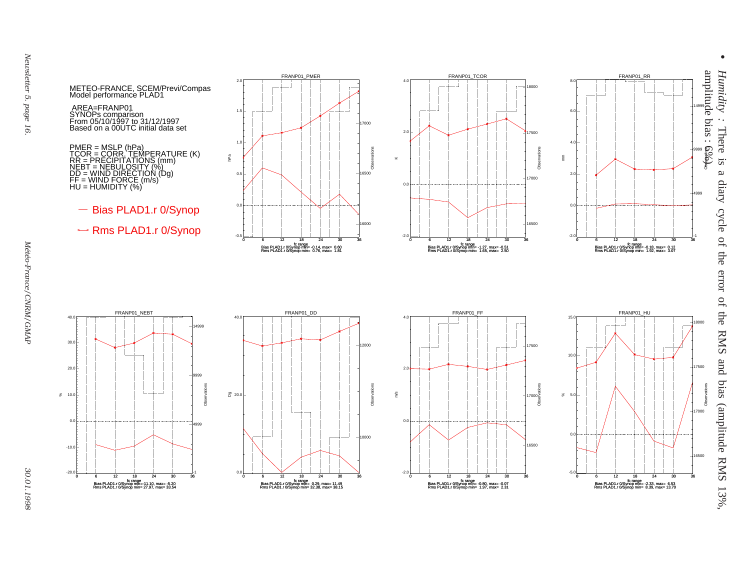METEO-FRANCE, SCEM/Previ/Compas
Model performance PLAD1

AREA=FRANP01
SYNOPs comparison
From 05/10/1997 to 31/12/1997
Based on a 00UTC initial data set

PMER = MSLP (hPa)
TCOR = CORR. TEMPERATURE (K)
RR = PRECIPITATIONS (mm)
NEBT = NEBULOSITY (%)
DD = WIND DIRECTION (Dg)
FF = WIND FORCE (m/s)
HU = HUMIDITY (%)

— Bias PLAD1.r 0/Synop

—• Rms PLAD1.r 0/Synop

FRANP01_PMER

Bias PLAD1.r 0/Synop min= -0.14, max= 0.60
Rms PLAD1.r 0/Synop min= 0.76, max= 1.81

FRANP01_TCOR

Bias PLAD1.r 0/Synop min= -1.27, max= -0.51
Rms PLAD1.r 0/Synop min= 1.65, max= 2.50

FRANP01_RR

Bias PLAD1.r 0/Synop min= -0.18, max= 0.12
Rms PLAD1.r 0/Synop min= 1.92, max= 3.07

FRANP01_NEBT

Bias PLAD1.r 0/Synop min=-11.10, max= -5.20
Rms PLAD1.r 0/Synop min= 27.97, max= 33.54

FRANP01_DD

Bias PLAD1.r 0/Synop min= 0.29, max= 11.49
Rms PLAD1.r 0/Synop min= 32.38, max= 38.15

FRANP01_FF

Bias PLAD1.r 0/Synop min= -0.80, max= -0.07
Rms PLAD1.r 0/Synop min= 1.97, max= 2.31

FRANP01_HU

Bias PLAD1.r 0/Synop min= -2.33, max= 6.53
Rms PLAD1.r 0/Synop min= 8.39, max= 13.70

- *Humidity* : There is a diary cycle of the error of the RMS and bias (amplitude RMS 13%, amplitude bias : 6%).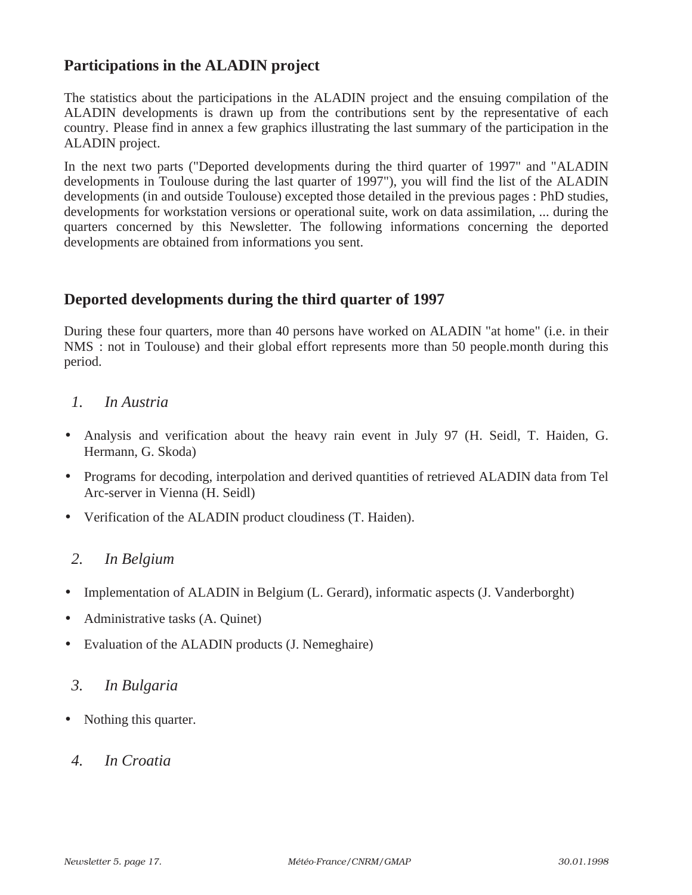## Participations in the ALADIN project

The statistics about the participations in the ALADIN project and the ensuing compilation of the ALADIN developments is drawn up from the contributions sent by the representative of each country. Please find in annex a few graphics illustrating the last summary of the participation in the ALADIN project.

In the next two parts ("Deported developments during the third quarter of 1997" and "ALADIN developments in Toulouse during the last quarter of 1997"), you will find the list of the ALADIN developments (in and outside Toulouse) excepted those detailed in the previous pages : PhD studies, developments for workstation versions or operational suite, work on data assimilation, ... during the quarters concerned by this Newsletter. The following informations concerning the deported developments are obtained from informations you sent.

## Deported developments during the third quarter of 1997

During these four quarters, more than 40 persons have worked on ALADIN "at home" (i.e. in their NMS : not in Toulouse) and their global effort represents more than 50 people.month during this period.

### *1. In Austria*

- Analysis and verification about the heavy rain event in July 97 (H. Seidl, T. Haiden, G. Hermann, G. Skoda)
- Programs for decoding, interpolation and derived quantities of retrieved ALADIN data from Tel Arc-server in Vienna (H. Seidl)
- Verification of the ALADIN product cloudiness (T. Haiden).

### *2. In Belgium*

- Implementation of ALADIN in Belgium (L. Gerard), informatic aspects (J. Vanderborght)
- Administrative tasks (A. Quinet)
- Evaluation of the ALADIN products (J. Nemeghaire)

### *3. In Bulgaria*

- Nothing this quarter.

### *4. In Croatia*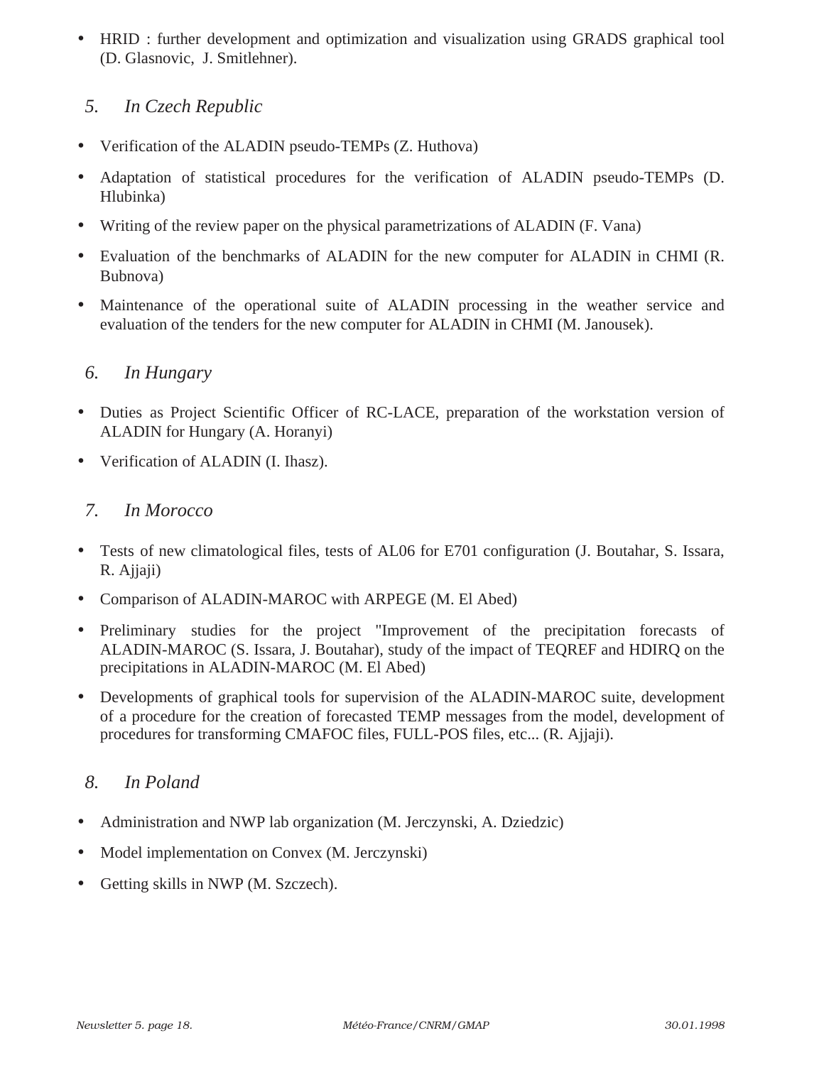- HRID : further development and optimization and visualization using GRADS graphical tool (D. Glasnovic, J. Smitlehner).

### *5. In Czech Republic*

- Verification of the ALADIN pseudo-TEMPs (Z. Huthova)
- Adaptation of statistical procedures for the verification of ALADIN pseudo-TEMPs (D. Hlubinka)
- Writing of the review paper on the physical parametrizations of ALADIN (F. Vana)
- Evaluation of the benchmarks of ALADIN for the new computer for ALADIN in CHMI (R. Bubnova)
- Maintenance of the operational suite of ALADIN processing in the weather service and evaluation of the tenders for the new computer for ALADIN in CHMI (M. Janousek).

### *6. In Hungary*

- Duties as Project Scientific Officer of RC-LACE, preparation of the workstation version of ALADIN for Hungary (A. Horanyi)
- Verification of ALADIN (I. Ihasz).

### *7. In Morocco*

- Tests of new climatological files, tests of AL06 for E701 configuration (J. Boutahar, S. Issara, R. Ajjaji)
- Comparison of ALADIN-MAROC with ARPEGE (M. El Abed)
- Preliminary studies for the project "Improvement of the precipitation forecasts of ALADIN-MAROC (S. Issara, J. Boutahar), study of the impact of TEQREF and HDIRQ on the precipitations in ALADIN-MAROC (M. El Abed)
- Developments of graphical tools for supervision of the ALADIN-MAROC suite, development of a procedure for the creation of forecasted TEMP messages from the model, development of procedures for transforming CMAFOC files, FULL-POS files, etc... (R. Ajjaji).

### *8. In Poland*

- Administration and NWP lab organization (M. Jerczynski, A. Dziedzic)
- Model implementation on Convex (M. Jerczynski)
- Getting skills in NWP (M. Szczech).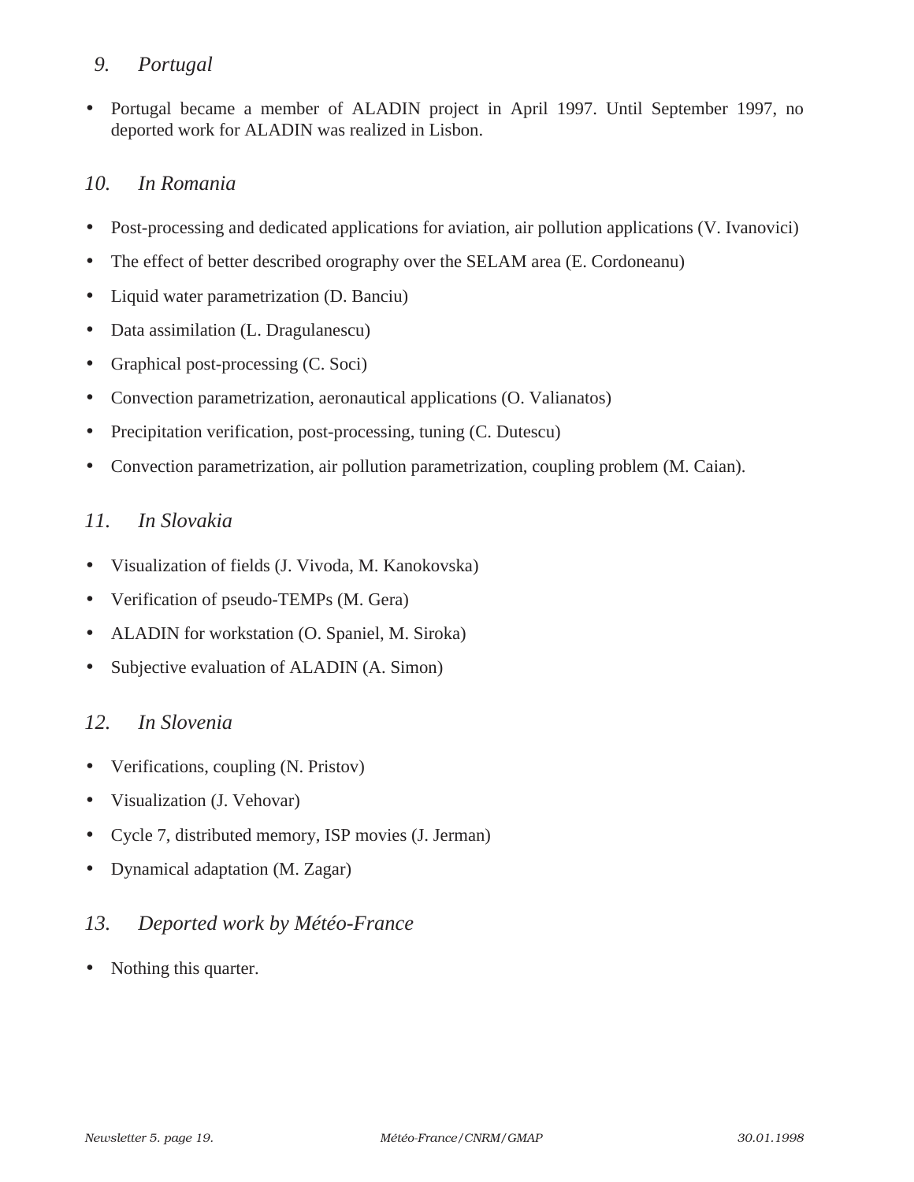## *9. Portugal*

- Portugal became a member of ALADIN project in April 1997. Until September 1997, no deported work for ALADIN was realized in Lisbon.

## *10. In Romania*

- Post-processing and dedicated applications for aviation, air pollution applications (V. Ivanovici)
- The effect of better described orography over the SELAM area (E. Cordoneanu)
- Liquid water parametrization (D. Banciu)
- Data assimilation (L. Dragulanescu)
- Graphical post-processing (C. Soci)
- Convection parametrization, aeronautical applications (O. Valianatos)
- Precipitation verification, post-processing, tuning (C. Dutescu)
- Convection parametrization, air pollution parametrization, coupling problem (M. Caian).

## *11. In Slovakia*

- Visualization of fields (J. Vivoda, M. Kanokovska)
- Verification of pseudo-TEMPs (M. Gera)
- ALADIN for workstation (O. Spaniel, M. Siroka)
- Subjective evaluation of ALADIN (A. Simon)

## *12. In Slovenia*

- Verifications, coupling (N. Pristov)
- Visualization (J. Vehovar)
- Cycle 7, distributed memory, ISP movies (J. Jerman)
- Dynamical adaptation (M. Zagar)

## *13. Deported work by Météo-France*

- Nothing this quarter.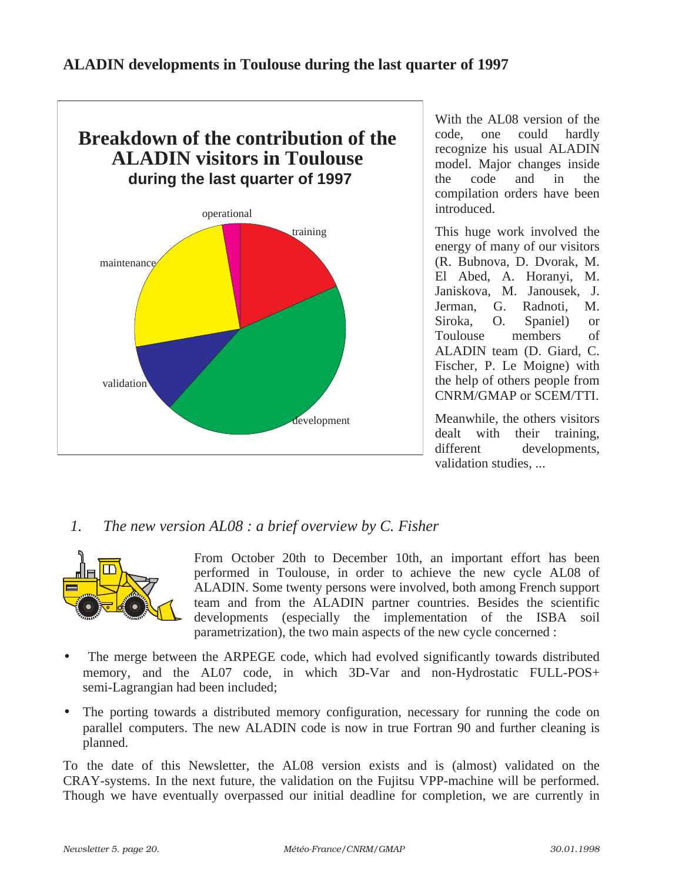## ALADIN developments in Toulouse during the last quarter of 1997

**Breakdown of the contribution of the ALADIN visitors in Toulouse during the last quarter of 1997**

operational

training

maintenance

validation

development

With the AL08 version of the code, one could hardly recognize his usual ALADIN model. Major changes inside the code and in the compilation orders have been introduced.

This huge work involved the energy of many of our visitors (R. Bubnova, D. Dvorak, M. El Abed, A. Horanyi, M. Janiskova, M. Janousek, J. Jerman, G. Radnoti, M. Siroka, O. Spaniel) or Toulouse members of ALADIN team (D. Giard, C. Fischer, P. Le Moigne) with the help of others people from CNRM/GMAP or SCEM/TTI.

Meanwhile, the others visitors dealt with their training, different developments, validation studies, ...

### *1. The new version AL08 : a brief overview by C. Fisher*

From October 20th to December 10th, an important effort has been performed in Toulouse, in order to achieve the new cycle AL08 of ALADIN. Some twenty persons were involved, both among French support team and from the ALADIN partner countries. Besides the scientific developments (especially the implementation of the ISBA soil parametrization), the two main aspects of the new cycle concerned :

- The merge between the ARPEGE code, which had evolved significantly towards distributed memory, and the AL07 code, in which 3D-Var and non-Hydrostatic FULL-POS+ semi-Lagrangian had been included;
- The porting towards a distributed memory configuration, necessary for running the code on parallel computers. The new ALADIN code is now in true Fortran 90 and further cleaning is planned.

To the date of this Newsletter, the AL08 version exists and is (almost) validated on the CRAY-systems. In the next future, the validation on the Fujitsu VPP-machine will be performed. Though we have eventually overpassed our initial deadline for completion, we are currently in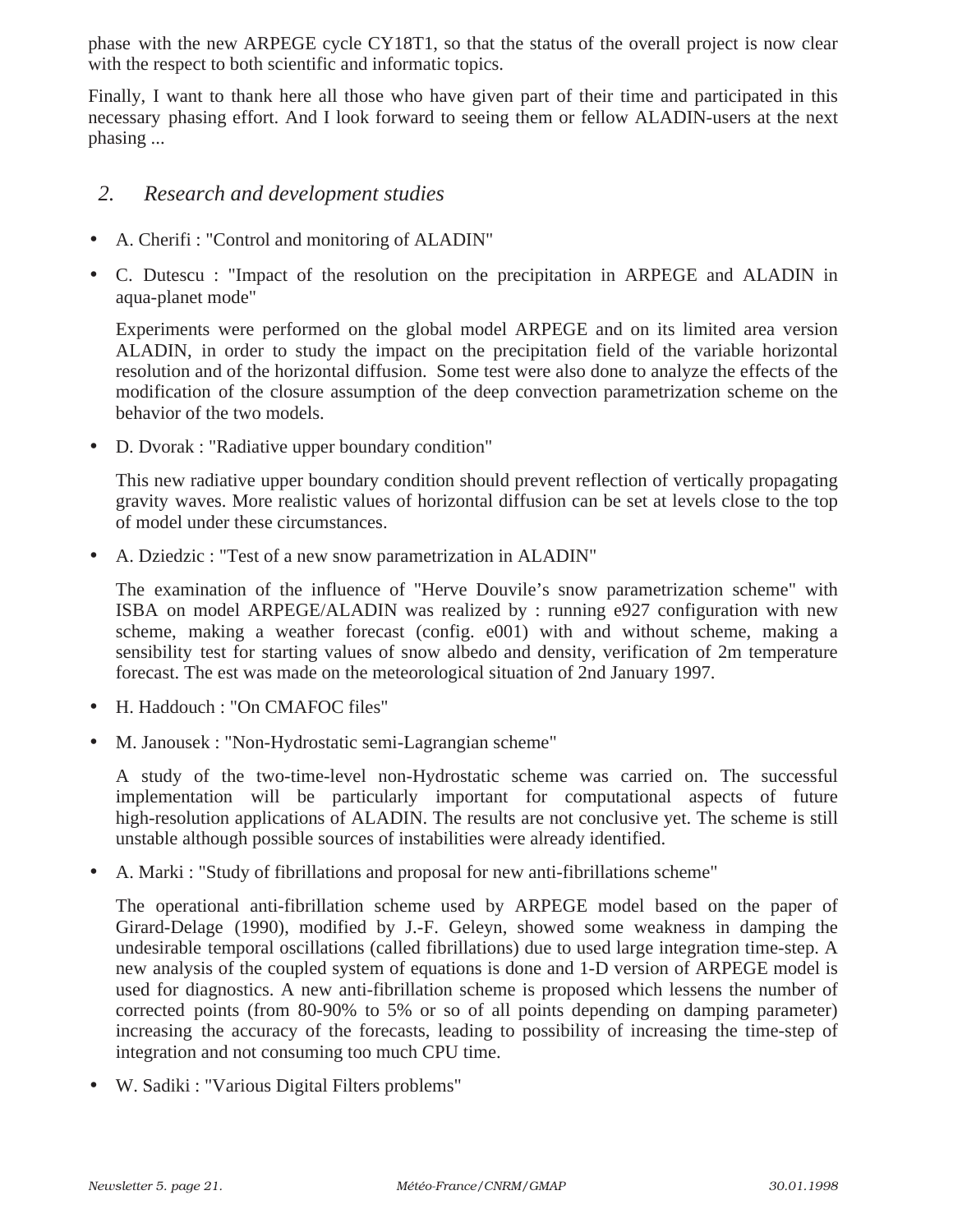phase with the new ARPEGE cycle CY18T1, so that the status of the overall project is now clear with the respect to both scientific and informatic topics.

Finally, I want to thank here all those who have given part of their time and participated in this necessary phasing effort. And I look forward to seeing them or fellow ALADIN-users at the next phasing ...

## 2. *Research and development studies*

- A. Cherifi : "Control and monitoring of ALADIN"
- C. Dutescu : "Impact of the resolution on the precipitation in ARPEGE and ALADIN in aqua-planet mode"

  Experiments were performed on the global model ARPEGE and on its limited area version ALADIN, in order to study the impact on the precipitation field of the variable horizontal resolution and of the horizontal diffusion. Some test were also done to analyze the effects of the modification of the closure assumption of the deep convection parametrization scheme on the behavior of the two models.

- D. Dvorak : "Radiative upper boundary condition"

  This new radiative upper boundary condition should prevent reflection of vertically propagating gravity waves. More realistic values of horizontal diffusion can be set at levels close to the top of model under these circumstances.

- A. Dziedzic : "Test of a new snow parametrization in ALADIN"

  The examination of the influence of "Herve Douvile's snow parametrization scheme" with ISBA on model ARPEGE/ALADIN was realized by : running e927 configuration with new scheme, making a weather forecast (config. e001) with and without scheme, making a sensibility test for starting values of snow albedo and density, verification of 2m temperature forecast. The est was made on the meteorological situation of 2nd January 1997.

- H. Haddouch : "On CMAFOC files"
- M. Janousek : "Non-Hydrostatic semi-Lagrangian scheme"

  A study of the two-time-level non-Hydrostatic scheme was carried on. The successful implementation will be particularly important for computational aspects of future high-resolution applications of ALADIN. The results are not conclusive yet. The scheme is still unstable although possible sources of instabilities were already identified.

- A. Marki : "Study of fibrillations and proposal for new anti-fibrillations scheme"

  The operational anti-fibrillation scheme used by ARPEGE model based on the paper of Girard-Delage (1990), modified by J.-F. Geleyn, showed some weakness in damping the undesirable temporal oscillations (called fibrillations) due to used large integration time-step. A new analysis of the coupled system of equations is done and 1-D version of ARPEGE model is used for diagnostics. A new anti-fibrillation scheme is proposed which lessens the number of corrected points (from 80-90% to 5% or so of all points depending on damping parameter) increasing the accuracy of the forecasts, leading to possibility of increasing the time-step of integration and not consuming too much CPU time.

- W. Sadiki : "Various Digital Filters problems"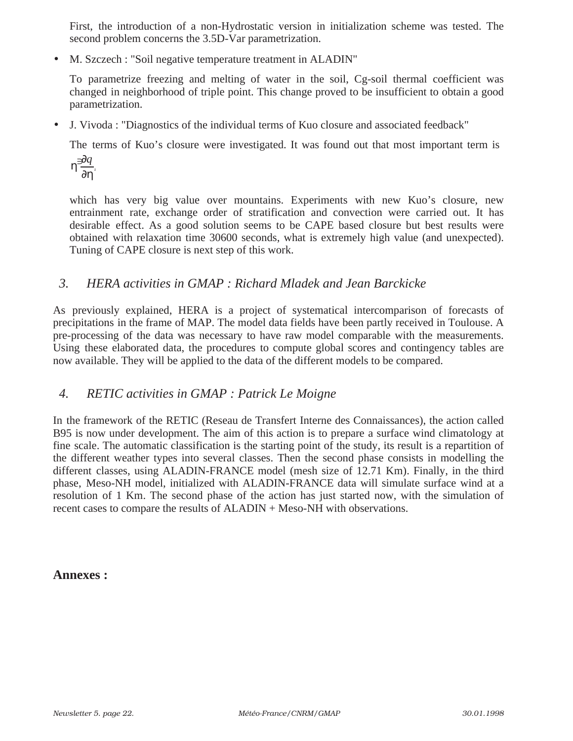First, the introduction of a non-Hydrostatic version in initialization scheme was tested. The second problem concerns the 3.5D-Var parametrization.

- M. Szczech : "Soil negative temperature treatment in ALADIN"

  To parametrize freezing and melting of water in the soil, Cg-soil thermal coefficient was changed in neighborhood of triple point. This change proved to be insufficient to obtain a good parametrization.

- J. Vivoda : "Diagnostics of the individual terms of Kuo closure and associated feedback"

  The terms of Kuo's closure were investigated. It was found out that most important term is

  $$\dot{\eta}\frac{\partial q}{\partial \eta},$$

  which has very big value over mountains. Experiments with new Kuo's closure, new entrainment rate, exchange order of stratification and convection were carried out. It has desirable effect. As a good solution seems to be CAPE based closure but best results were obtained with relaxation time 30600 seconds, what is extremely high value (and unexpected). Tuning of CAPE closure is next step of this work.

## *3. HERA activities in GMAP : Richard Mladek and Jean Barckicke*

As previously explained, HERA is a project of systematical intercomparison of forecasts of precipitations in the frame of MAP. The model data fields have been partly received in Toulouse. A pre-processing of the data was necessary to have raw model comparable with the measurements. Using these elaborated data, the procedures to compute global scores and contingency tables are now available. They will be applied to the data of the different models to be compared.

## *4. RETIC activities in GMAP : Patrick Le Moigne*

In the framework of the RETIC (Reseau de Transfert Interne des Connaissances), the action called B95 is now under development. The aim of this action is to prepare a surface wind climatology at fine scale. The automatic classification is the starting point of the study, its result is a repartition of the different weather types into several classes. Then the second phase consists in modelling the different classes, using ALADIN-FRANCE model (mesh size of 12.71 Km). Finally, in the third phase, Meso-NH model, initialized with ALADIN-FRANCE data will simulate surface wind at a resolution of 1 Km. The second phase of the action has just started now, with the simulation of recent cases to compare the results of ALADIN + Meso-NH with observations.

**Annexes :**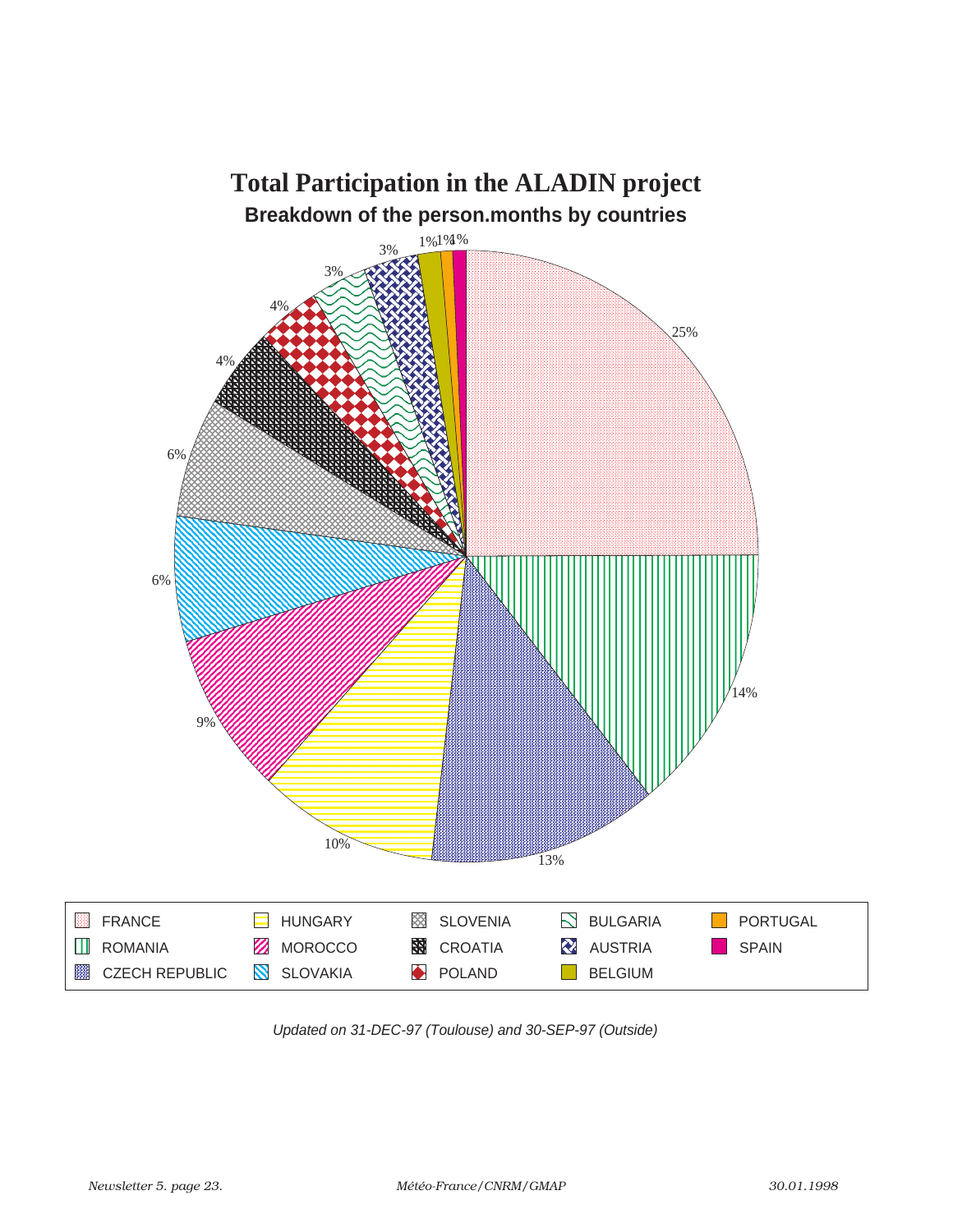# Total Participation in the ALADIN project

## Breakdown of the person.months by countries

| Country | Share |
|---|---|
| FRANCE | 25% |
| ROMANIA | 14% |
| CZECH REPUBLIC | 13% |
| HUNGARY | 10% |
| MOROCCO | 9% |
| SLOVAKIA | 6% |
| SLOVENIA | 6% |
| CROATIA | 4% |
| POLAND | 4% |
| BULGARIA | 3% |
| AUSTRIA | 3% |
| BELGIUM | 1% |
| PORTUGAL | 1% |
| SPAIN | 1% |

*Updated on 31-DEC-97 (Toulouse) and 30-SEP-97 (Outside)*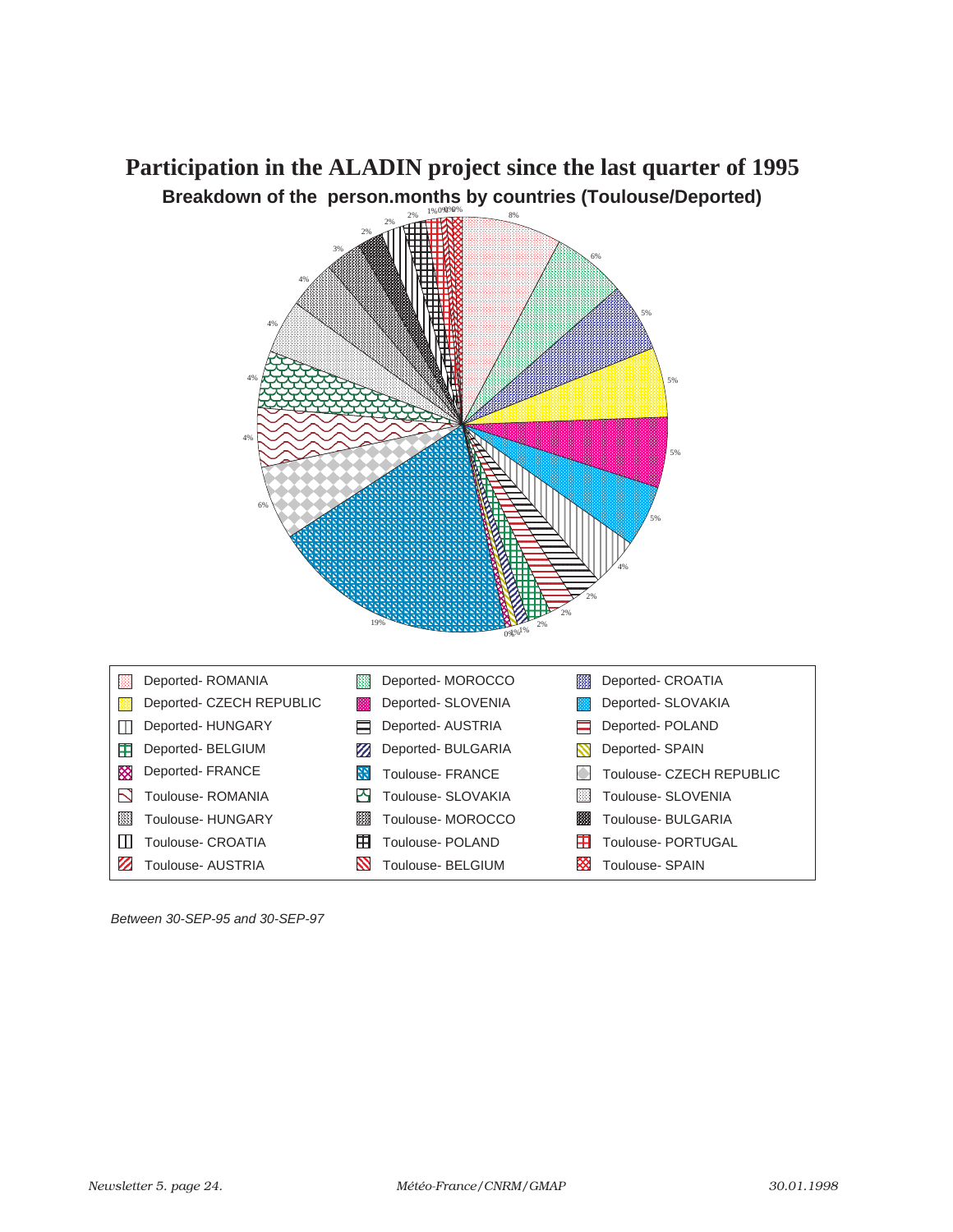# Participation in the ALADIN project since the last quarter of 1995

## Breakdown of the person.months by countries (Toulouse/Deported)

8% 6% 5% 5% 5% 5% 4% 2% 2% 2% 1% 1% 0% 19% 6% 4% 4% 4% 4% 3% 2% 2% 2% 1% 0% 0% 0% 0%

| | | |
|---|---|---|
| Deported- ROMANIA | Deported- MOROCCO | Deported- CROATIA |
| Deported- CZECH REPUBLIC | Deported- SLOVENIA | Deported- SLOVAKIA |
| Deported- HUNGARY | Deported- AUSTRIA | Deported- POLAND |
| Deported- BELGIUM | Deported- BULGARIA | Deported- SPAIN |
| Deported- FRANCE | Toulouse- FRANCE | Toulouse- CZECH REPUBLIC |
| Toulouse- ROMANIA | Toulouse- SLOVAKIA | Toulouse- SLOVENIA |
| Toulouse- HUNGARY | Toulouse- MOROCCO | Toulouse- BULGARIA |
| Toulouse- CROATIA | Toulouse- POLAND | Toulouse- PORTUGAL |
| Toulouse- AUSTRIA | Toulouse- BELGIUM | Toulouse- SPAIN |

*Between 30-SEP-95 and 30-SEP-97*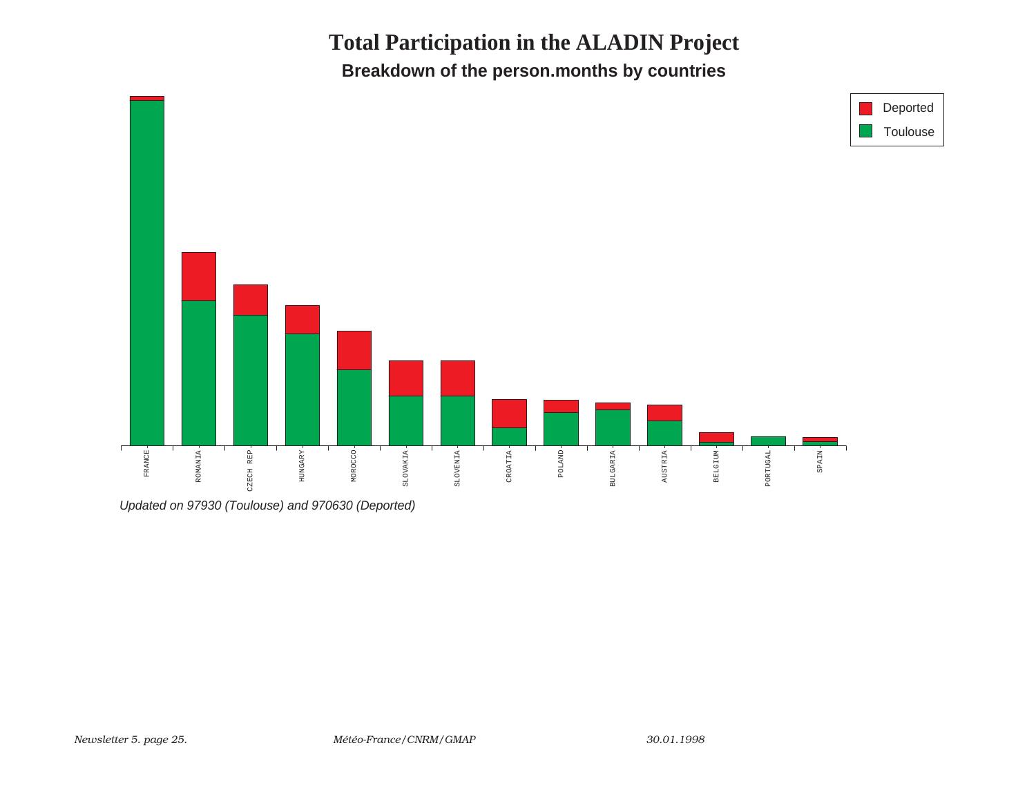# Total Participation in the ALADIN Project

## Breakdown of the person.months by countries

Deported

Toulouse

FRANCE ROMANIA CZECH REP HUNGARY MOROCCO SLOVAKIA SLOVENIA CROATIA POLAND BULGARIA AUSTRIA BELGIUM PORTUGAL SPAIN

*Updated on 97930 (Toulouse) and 970630 (Deported)*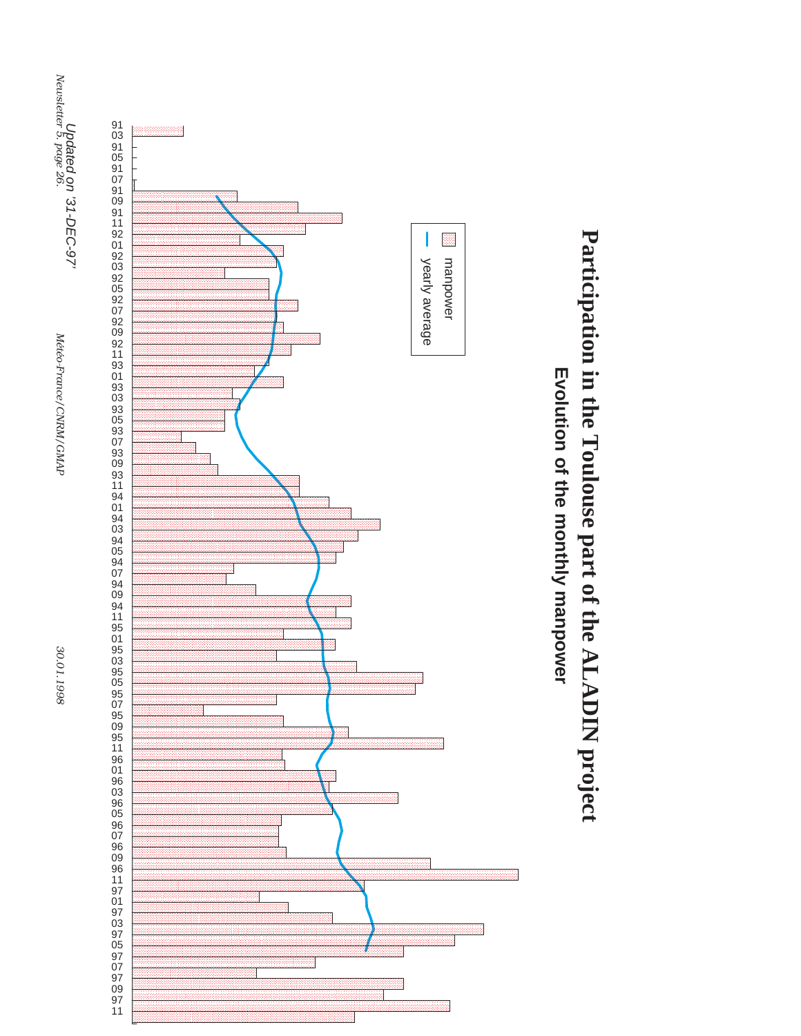# Participation in the Toulouse part of the ALADIN project

## Evolution of the monthly manpower

manpower

yearly average

91 03
91 05
91 07
91 09
91 11
92 01
92 03
92 05
92 07
92 09
92 11
93 01
93 03
93 05
93 07
93 09
93 11
94 01
94 03
94 05
94 07
94 09
94 11
95 01
95 03
95 05
95 07
95 09
95 11
96 01
96 03
96 05
96 07
96 09
96 11
97 01
97 03
97 05
97 07
97 09
97 11

*Updated on '31-DEC-97'*

*Newsletter 5, page 26.*

*Météo-France/CNRM/GMAP*

*30.01.1998*